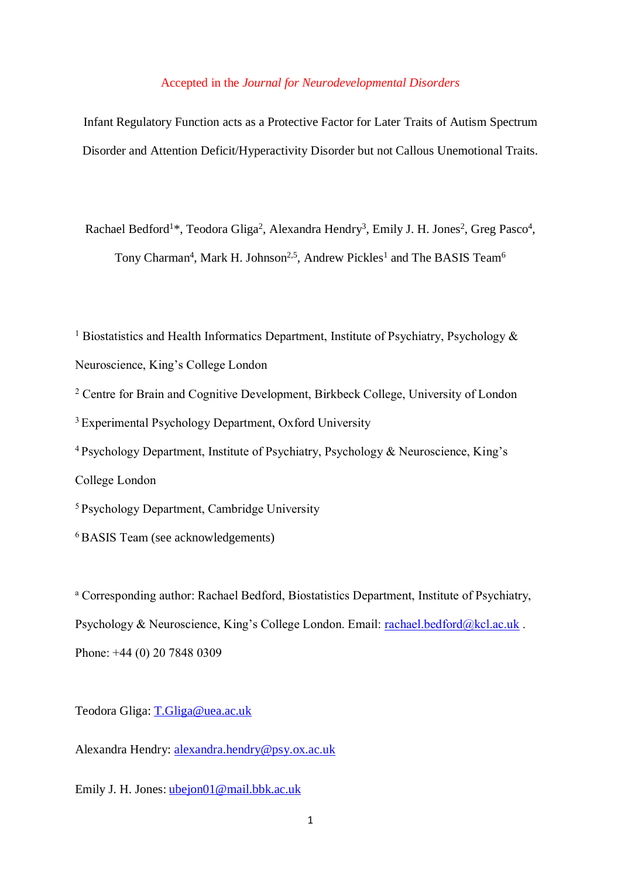Accepted in the *Journal for Neurodevelopmental Disorders*

# Infant Regulatory Function acts as a Protective Factor for Later Traits of Autism Spectrum Disorder and Attention Deficit/Hyperactivity Disorder but not Callous Unemotional Traits.

Rachael Bedford[1]*, Teodora Gliga[2], Alexandra Hendry[3], Emily J. H. Jones[2], Greg Pasco[4], Tony Charman[4], Mark H. Johnson[2,5], Andrew Pickles[1] and The BASIS Team[6]

[1] Biostatistics and Health Informatics Department, Institute of Psychiatry, Psychology & Neuroscience, King's College London

[2] Centre for Brain and Cognitive Development, Birkbeck College, University of London

[3] Experimental Psychology Department, Oxford University

[4] Psychology Department, Institute of Psychiatry, Psychology & Neuroscience, King's College London

[5] Psychology Department, Cambridge University

[6] BASIS Team (see acknowledgements)

[a] Corresponding author: Rachael Bedford, Biostatistics Department, Institute of Psychiatry, Psychology & Neuroscience, King's College London. Email: rachael.bedford@kcl.ac.uk . Phone: +44 (0) 20 7848 0309

Teodora Gliga: T.Gliga@uea.ac.uk

Alexandra Hendry: alexandra.hendry@psy.ox.ac.uk

Emily J. H. Jones: ubejon01@mail.bbk.ac.uk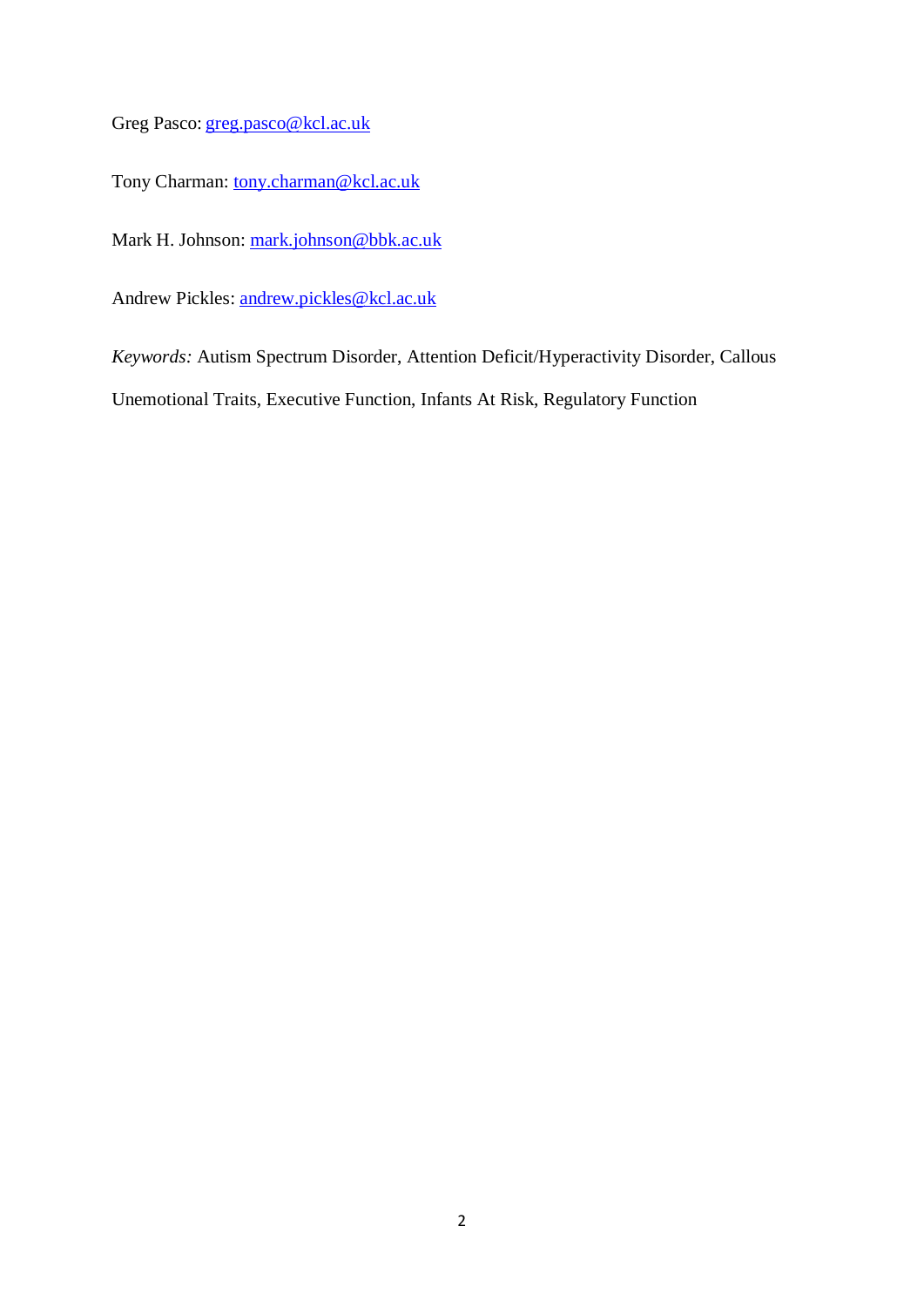Greg Pasco: greg.pasco@kcl.ac.uk

Tony Charman: tony.charman@kcl.ac.uk

Mark H. Johnson: mark.johnson@bbk.ac.uk

Andrew Pickles: andrew.pickles@kcl.ac.uk

*Keywords:* Autism Spectrum Disorder, Attention Deficit/Hyperactivity Disorder, Callous Unemotional Traits, Executive Function, Infants At Risk, Regulatory Function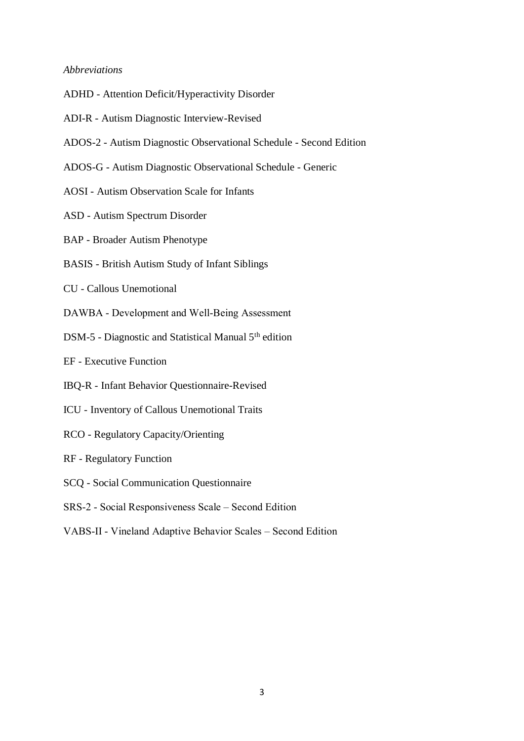*Abbreviations*

ADHD - Attention Deficit/Hyperactivity Disorder

ADI-R - Autism Diagnostic Interview-Revised

ADOS-2 - Autism Diagnostic Observational Schedule - Second Edition

ADOS-G - Autism Diagnostic Observational Schedule - Generic

AOSI - Autism Observation Scale for Infants

ASD - Autism Spectrum Disorder

BAP - Broader Autism Phenotype

BASIS - British Autism Study of Infant Siblings

CU - Callous Unemotional

DAWBA - Development and Well-Being Assessment

DSM-5 - Diagnostic and Statistical Manual 5th edition

EF - Executive Function

IBQ-R - Infant Behavior Questionnaire-Revised

ICU - Inventory of Callous Unemotional Traits

RCO - Regulatory Capacity/Orienting

RF - Regulatory Function

SCQ - Social Communication Questionnaire

SRS-2 - Social Responsiveness Scale – Second Edition

VABS-II - Vineland Adaptive Behavior Scales – Second Edition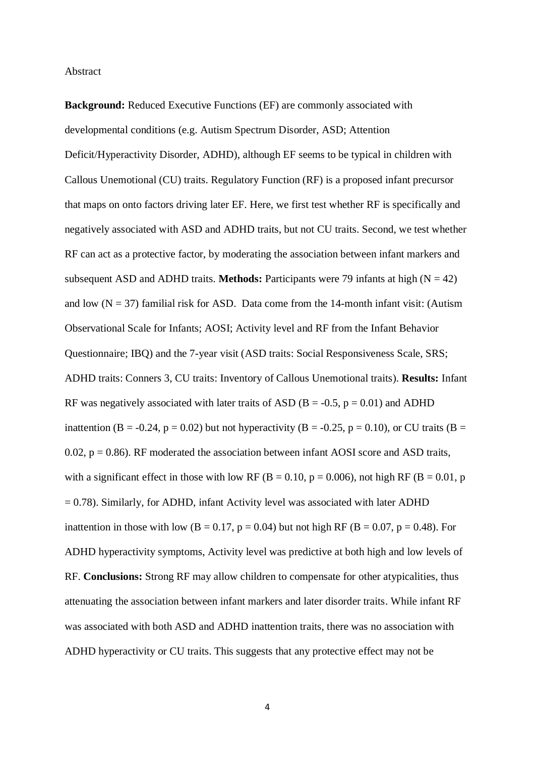Abstract

**Background:** Reduced Executive Functions (EF) are commonly associated with developmental conditions (e.g. Autism Spectrum Disorder, ASD; Attention Deficit/Hyperactivity Disorder, ADHD), although EF seems to be typical in children with Callous Unemotional (CU) traits. Regulatory Function (RF) is a proposed infant precursor that maps on onto factors driving later EF. Here, we first test whether RF is specifically and negatively associated with ASD and ADHD traits, but not CU traits. Second, we test whether RF can act as a protective factor, by moderating the association between infant markers and subsequent ASD and ADHD traits. **Methods:** Participants were 79 infants at high ($N = 42$) and low ($N = 37$) familial risk for ASD. Data come from the 14-month infant visit: (Autism Observational Scale for Infants; AOSI; Activity level and RF from the Infant Behavior Questionnaire; IBQ) and the 7-year visit (ASD traits: Social Responsiveness Scale, SRS; ADHD traits: Conners 3, CU traits: Inventory of Callous Unemotional traits). **Results:** Infant RF was negatively associated with later traits of ASD ($B = -0.5$, $p = 0.01$) and ADHD inattention ($B = -0.24$, $p = 0.02$) but not hyperactivity ($B = -0.25$, $p = 0.10$), or CU traits ($B = 0.02$, $p = 0.86$). RF moderated the association between infant AOSI score and ASD traits, with a significant effect in those with low RF ($B = 0.10$, $p = 0.006$), not high RF ($B = 0.01$, $p = 0.78$). Similarly, for ADHD, infant Activity level was associated with later ADHD inattention in those with low ($B = 0.17$, $p = 0.04$) but not high RF ($B = 0.07$, $p = 0.48$). For ADHD hyperactivity symptoms, Activity level was predictive at both high and low levels of RF. **Conclusions:** Strong RF may allow children to compensate for other atypicalities, thus attenuating the association between infant markers and later disorder traits. While infant RF was associated with both ASD and ADHD inattention traits, there was no association with ADHD hyperactivity or CU traits. This suggests that any protective effect may not be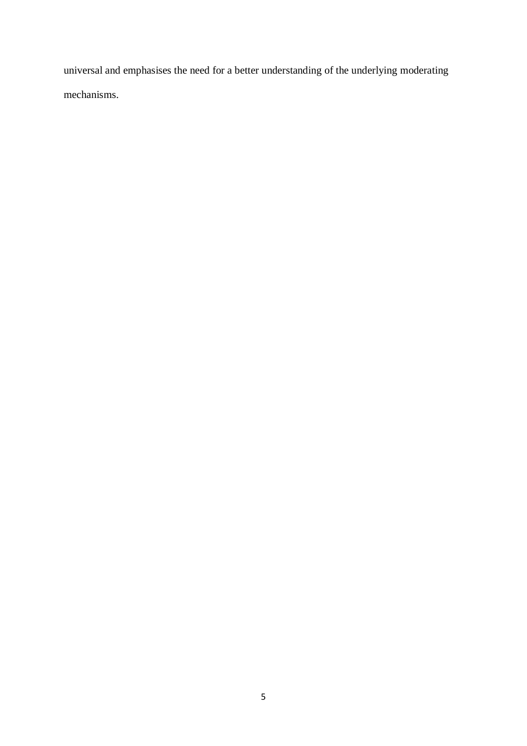universal and emphasises the need for a better understanding of the underlying moderating mechanisms.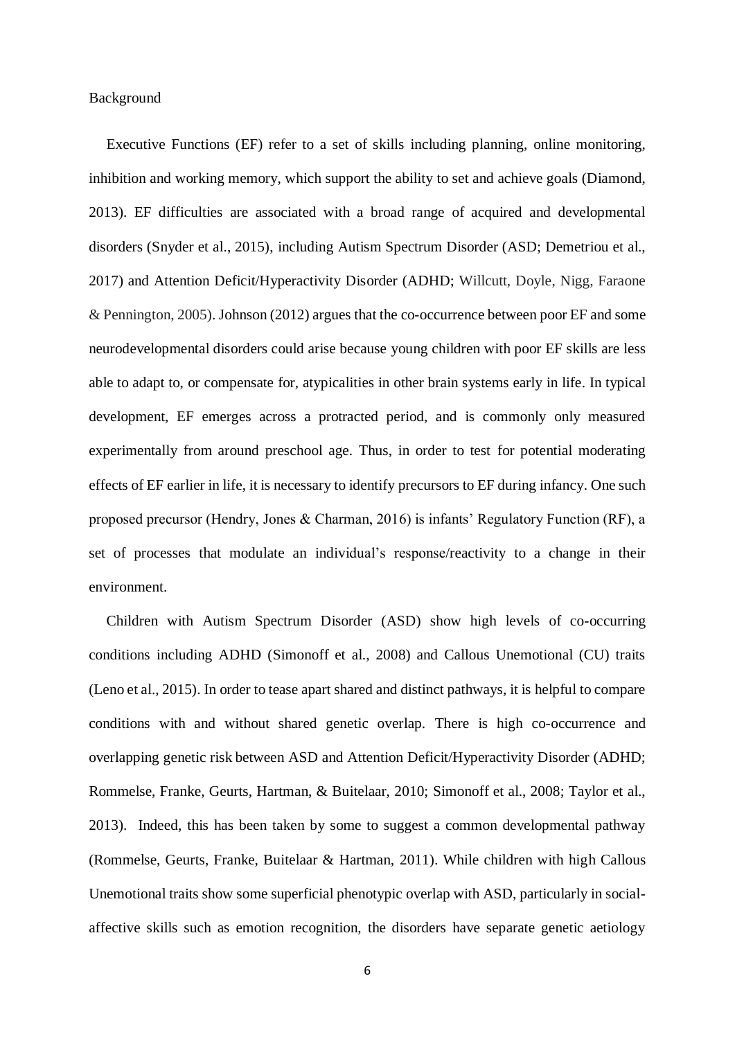Background

Executive Functions (EF) refer to a set of skills including planning, online monitoring, inhibition and working memory, which support the ability to set and achieve goals (Diamond, 2013). EF difficulties are associated with a broad range of acquired and developmental disorders (Snyder et al., 2015), including Autism Spectrum Disorder (ASD; Demetriou et al., 2017) and Attention Deficit/Hyperactivity Disorder (ADHD; Willcutt, Doyle, Nigg, Faraone & Pennington, 2005). Johnson (2012) argues that the co-occurrence between poor EF and some neurodevelopmental disorders could arise because young children with poor EF skills are less able to adapt to, or compensate for, atypicalities in other brain systems early in life. In typical development, EF emerges across a protracted period, and is commonly only measured experimentally from around preschool age. Thus, in order to test for potential moderating effects of EF earlier in life, it is necessary to identify precursors to EF during infancy. One such proposed precursor (Hendry, Jones & Charman, 2016) is infants' Regulatory Function (RF), a set of processes that modulate an individual's response/reactivity to a change in their environment.

Children with Autism Spectrum Disorder (ASD) show high levels of co-occurring conditions including ADHD (Simonoff et al., 2008) and Callous Unemotional (CU) traits (Leno et al., 2015). In order to tease apart shared and distinct pathways, it is helpful to compare conditions with and without shared genetic overlap. There is high co-occurrence and overlapping genetic risk between ASD and Attention Deficit/Hyperactivity Disorder (ADHD; Rommelse, Franke, Geurts, Hartman, & Buitelaar, 2010; Simonoff et al., 2008; Taylor et al., 2013). Indeed, this has been taken by some to suggest a common developmental pathway (Rommelse, Geurts, Franke, Buitelaar & Hartman, 2011). While children with high Callous Unemotional traits show some superficial phenotypic overlap with ASD, particularly in social-affective skills such as emotion recognition, the disorders have separate genetic aetiology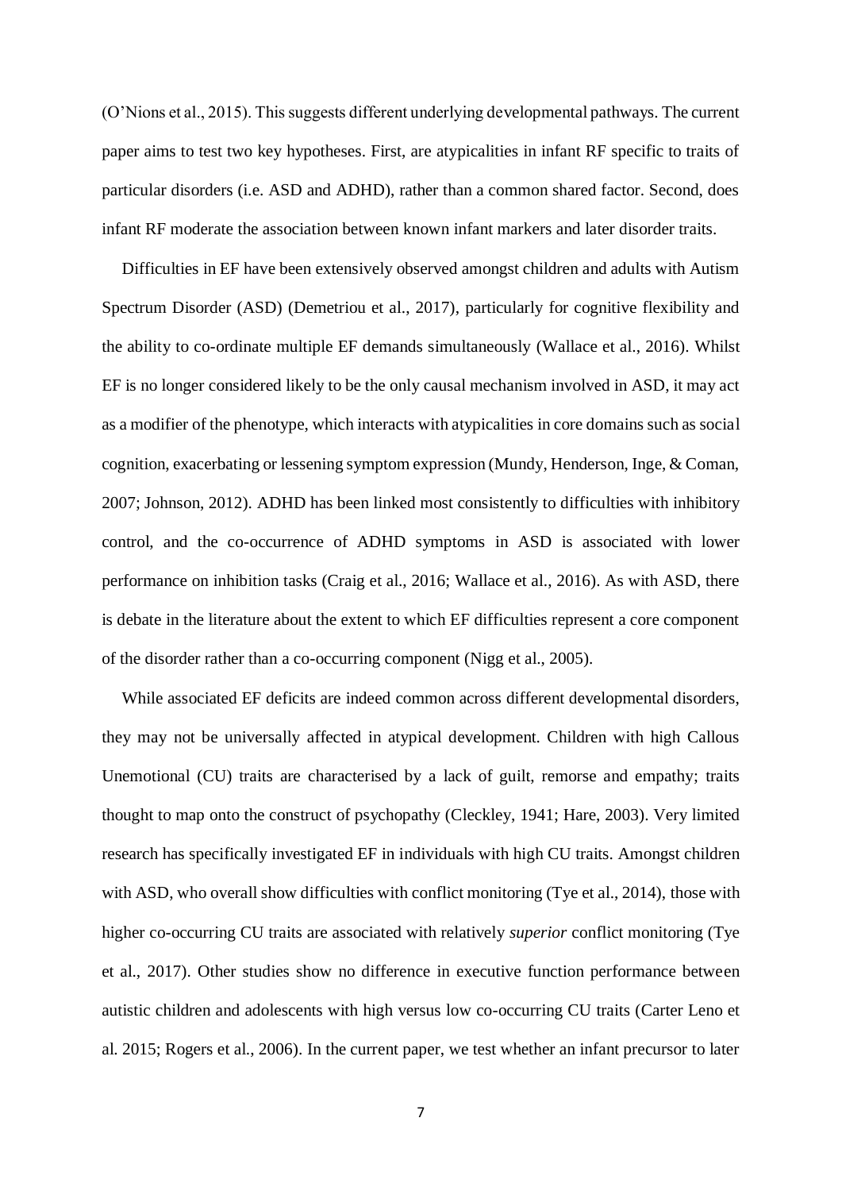(O'Nions et al., 2015). This suggests different underlying developmental pathways. The current paper aims to test two key hypotheses. First, are atypicalities in infant RF specific to traits of particular disorders (i.e. ASD and ADHD), rather than a common shared factor. Second, does infant RF moderate the association between known infant markers and later disorder traits.

Difficulties in EF have been extensively observed amongst children and adults with Autism Spectrum Disorder (ASD) (Demetriou et al., 2017), particularly for cognitive flexibility and the ability to co-ordinate multiple EF demands simultaneously (Wallace et al., 2016). Whilst EF is no longer considered likely to be the only causal mechanism involved in ASD, it may act as a modifier of the phenotype, which interacts with atypicalities in core domains such as social cognition, exacerbating or lessening symptom expression (Mundy, Henderson, Inge, & Coman, 2007; Johnson, 2012). ADHD has been linked most consistently to difficulties with inhibitory control, and the co-occurrence of ADHD symptoms in ASD is associated with lower performance on inhibition tasks (Craig et al., 2016; Wallace et al., 2016). As with ASD, there is debate in the literature about the extent to which EF difficulties represent a core component of the disorder rather than a co-occurring component (Nigg et al., 2005).

While associated EF deficits are indeed common across different developmental disorders, they may not be universally affected in atypical development. Children with high Callous Unemotional (CU) traits are characterised by a lack of guilt, remorse and empathy; traits thought to map onto the construct of psychopathy (Cleckley, 1941; Hare, 2003). Very limited research has specifically investigated EF in individuals with high CU traits. Amongst children with ASD, who overall show difficulties with conflict monitoring (Tye et al., 2014), those with higher co-occurring CU traits are associated with relatively *superior* conflict monitoring (Tye et al., 2017). Other studies show no difference in executive function performance between autistic children and adolescents with high versus low co-occurring CU traits (Carter Leno et al. 2015; Rogers et al., 2006). In the current paper, we test whether an infant precursor to later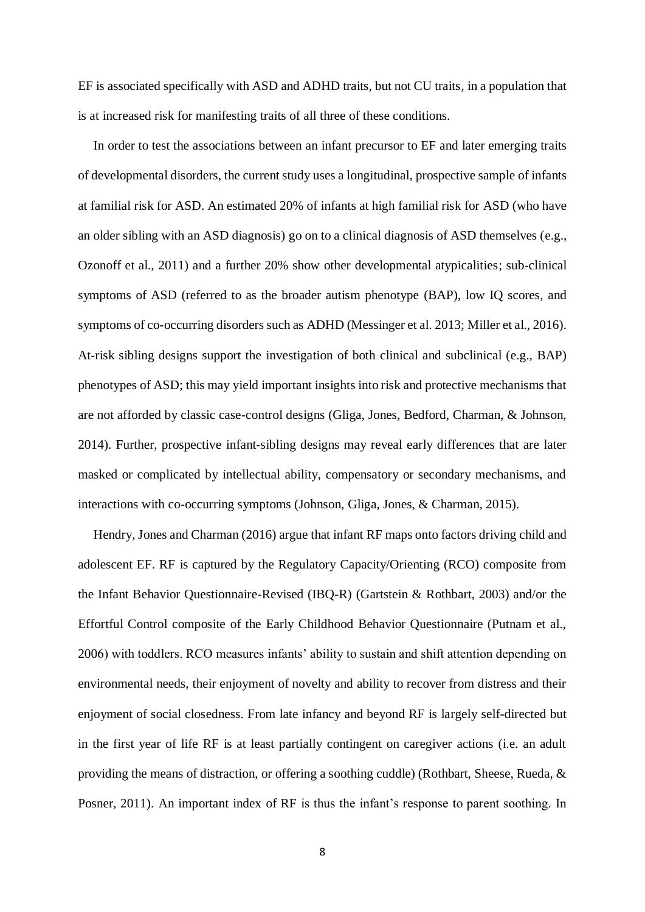EF is associated specifically with ASD and ADHD traits, but not CU traits, in a population that is at increased risk for manifesting traits of all three of these conditions.

In order to test the associations between an infant precursor to EF and later emerging traits of developmental disorders, the current study uses a longitudinal, prospective sample of infants at familial risk for ASD. An estimated 20% of infants at high familial risk for ASD (who have an older sibling with an ASD diagnosis) go on to a clinical diagnosis of ASD themselves (e.g., Ozonoff et al., 2011) and a further 20% show other developmental atypicalities; sub-clinical symptoms of ASD (referred to as the broader autism phenotype (BAP), low IQ scores, and symptoms of co-occurring disorders such as ADHD (Messinger et al. 2013; Miller et al., 2016). At-risk sibling designs support the investigation of both clinical and subclinical (e.g., BAP) phenotypes of ASD; this may yield important insights into risk and protective mechanisms that are not afforded by classic case-control designs (Gliga, Jones, Bedford, Charman, & Johnson, 2014). Further, prospective infant-sibling designs may reveal early differences that are later masked or complicated by intellectual ability, compensatory or secondary mechanisms, and interactions with co-occurring symptoms (Johnson, Gliga, Jones, & Charman, 2015).

Hendry, Jones and Charman (2016) argue that infant RF maps onto factors driving child and adolescent EF. RF is captured by the Regulatory Capacity/Orienting (RCO) composite from the Infant Behavior Questionnaire-Revised (IBQ-R) (Gartstein & Rothbart, 2003) and/or the Effortful Control composite of the Early Childhood Behavior Questionnaire (Putnam et al., 2006) with toddlers. RCO measures infants' ability to sustain and shift attention depending on environmental needs, their enjoyment of novelty and ability to recover from distress and their enjoyment of social closedness. From late infancy and beyond RF is largely self-directed but in the first year of life RF is at least partially contingent on caregiver actions (i.e. an adult providing the means of distraction, or offering a soothing cuddle) (Rothbart, Sheese, Rueda, & Posner, 2011). An important index of RF is thus the infant's response to parent soothing. In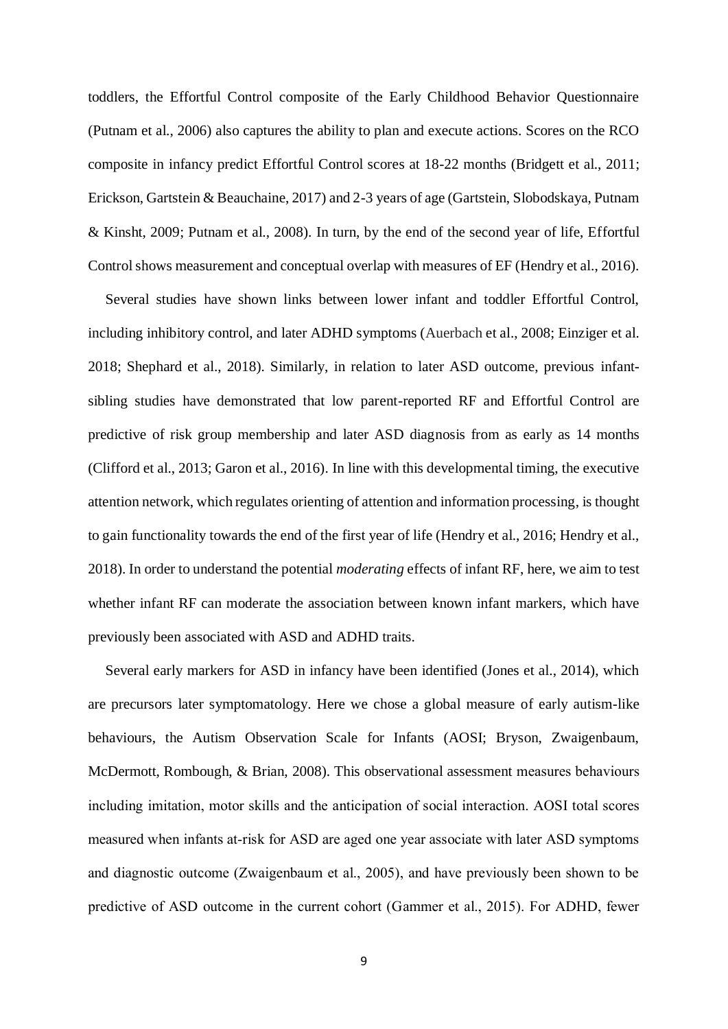toddlers, the Effortful Control composite of the Early Childhood Behavior Questionnaire (Putnam et al., 2006) also captures the ability to plan and execute actions. Scores on the RCO composite in infancy predict Effortful Control scores at 18-22 months (Bridgett et al., 2011; Erickson, Gartstein & Beauchaine, 2017) and 2-3 years of age (Gartstein, Slobodskaya, Putnam & Kinsht, 2009; Putnam et al., 2008). In turn, by the end of the second year of life, Effortful Control shows measurement and conceptual overlap with measures of EF (Hendry et al., 2016).

Several studies have shown links between lower infant and toddler Effortful Control, including inhibitory control, and later ADHD symptoms (Auerbach et al., 2008; Einziger et al. 2018; Shephard et al., 2018). Similarly, in relation to later ASD outcome, previous infant-sibling studies have demonstrated that low parent-reported RF and Effortful Control are predictive of risk group membership and later ASD diagnosis from as early as 14 months (Clifford et al., 2013; Garon et al., 2016). In line with this developmental timing, the executive attention network, which regulates orienting of attention and information processing, is thought to gain functionality towards the end of the first year of life (Hendry et al., 2016; Hendry et al., 2018). In order to understand the potential *moderating* effects of infant RF, here, we aim to test whether infant RF can moderate the association between known infant markers, which have previously been associated with ASD and ADHD traits.

Several early markers for ASD in infancy have been identified (Jones et al., 2014), which are precursors later symptomatology. Here we chose a global measure of early autism-like behaviours, the Autism Observation Scale for Infants (AOSI; Bryson, Zwaigenbaum, McDermott, Rombough, & Brian, 2008). This observational assessment measures behaviours including imitation, motor skills and the anticipation of social interaction. AOSI total scores measured when infants at-risk for ASD are aged one year associate with later ASD symptoms and diagnostic outcome (Zwaigenbaum et al., 2005), and have previously been shown to be predictive of ASD outcome in the current cohort (Gammer et al., 2015). For ADHD, fewer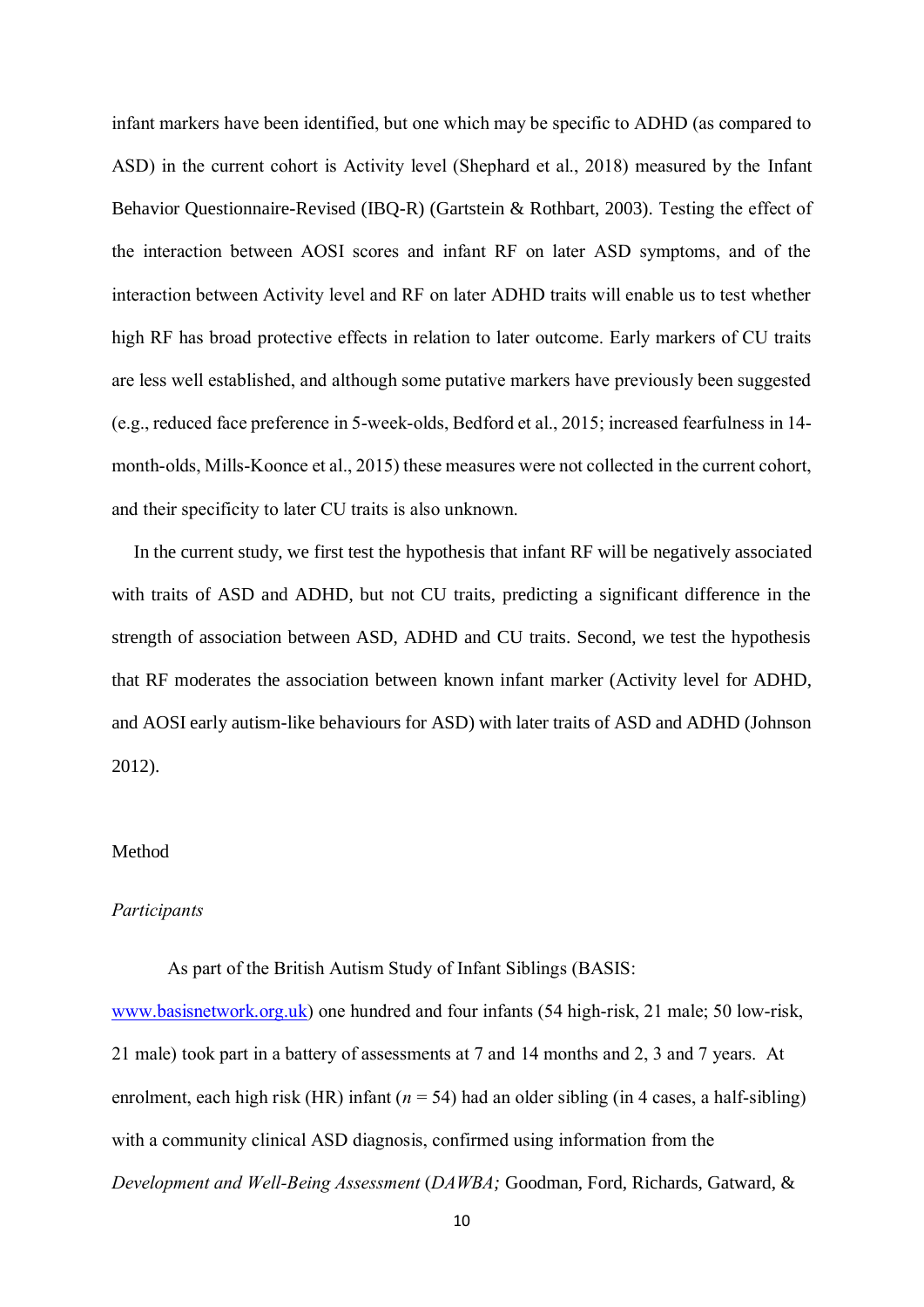infant markers have been identified, but one which may be specific to ADHD (as compared to ASD) in the current cohort is Activity level (Shephard et al., 2018) measured by the Infant Behavior Questionnaire-Revised (IBQ-R) (Gartstein & Rothbart, 2003). Testing the effect of the interaction between AOSI scores and infant RF on later ASD symptoms, and of the interaction between Activity level and RF on later ADHD traits will enable us to test whether high RF has broad protective effects in relation to later outcome. Early markers of CU traits are less well established, and although some putative markers have previously been suggested (e.g., reduced face preference in 5-week-olds, Bedford et al., 2015; increased fearfulness in 14-month-olds, Mills-Koonce et al., 2015) these measures were not collected in the current cohort, and their specificity to later CU traits is also unknown.

In the current study, we first test the hypothesis that infant RF will be negatively associated with traits of ASD and ADHD, but not CU traits, predicting a significant difference in the strength of association between ASD, ADHD and CU traits. Second, we test the hypothesis that RF moderates the association between known infant marker (Activity level for ADHD, and AOSI early autism-like behaviours for ASD) with later traits of ASD and ADHD (Johnson 2012).

## Method

### *Participants*

As part of the British Autism Study of Infant Siblings (BASIS: www.basisnetwork.org.uk) one hundred and four infants (54 high-risk, 21 male; 50 low-risk, 21 male) took part in a battery of assessments at 7 and 14 months and 2, 3 and 7 years. At enrolment, each high risk (HR) infant (*n* = 54) had an older sibling (in 4 cases, a half-sibling) with a community clinical ASD diagnosis, confirmed using information from the *Development and Well-Being Assessment* (*DAWBA;* Goodman, Ford, Richards, Gatward, &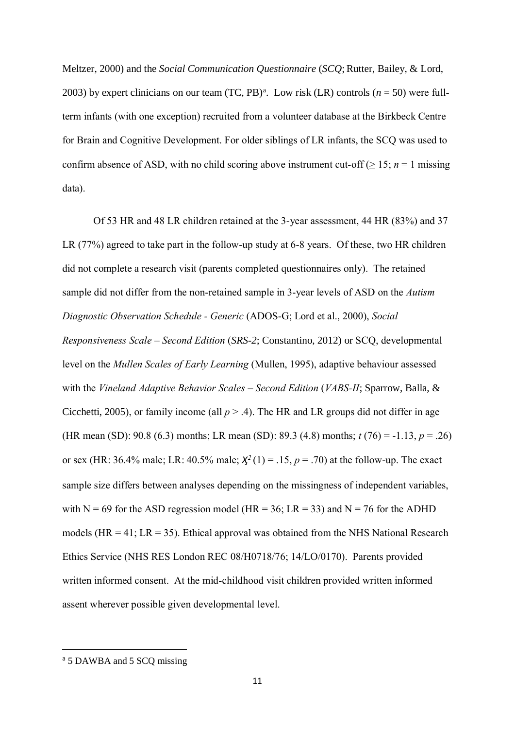Meltzer, 2000) and the *Social Communication Questionnaire* (*SCQ*; Rutter, Bailey, & Lord, 2003) by expert clinicians on our team (TC, PB)[a]. Low risk (LR) controls ($n$ = 50) were full-term infants (with one exception) recruited from a volunteer database at the Birkbeck Centre for Brain and Cognitive Development. For older siblings of LR infants, the SCQ was used to confirm absence of ASD, with no child scoring above instrument cut-off ($\geq$ 15; $n$ = 1 missing data).

Of 53 HR and 48 LR children retained at the 3-year assessment, 44 HR (83%) and 37 LR (77%) agreed to take part in the follow-up study at 6-8 years. Of these, two HR children did not complete a research visit (parents completed questionnaires only). The retained sample did not differ from the non-retained sample in 3-year levels of ASD on the *Autism Diagnostic Observation Schedule - Generic* (ADOS-G; Lord et al., 2000), *Social Responsiveness Scale – Second Edition* (*SRS-2*; Constantino, 2012) or SCQ, developmental level on the *Mullen Scales of Early Learning* (Mullen, 1995), adaptive behaviour assessed with the *Vineland Adaptive Behavior Scales – Second Edition* (*VABS-II*; Sparrow, Balla, & Cicchetti, 2005), or family income (all $p$ > .4). The HR and LR groups did not differ in age (HR mean (SD): 90.8 (6.3) months; LR mean (SD): 89.3 (4.8) months; $t$ (76) = -1.13, $p$ = .26) or sex (HR: 36.4% male; LR: 40.5% male; $\chi^2(1)$ = .15, $p$ = .70) at the follow-up. The exact sample size differs between analyses depending on the missingness of independent variables, with N = 69 for the ASD regression model (HR = 36; LR = 33) and N = 76 for the ADHD models (HR = 41; LR = 35). Ethical approval was obtained from the NHS National Research Ethics Service (NHS RES London REC 08/H0718/76; 14/LO/0170). Parents provided written informed consent. At the mid-childhood visit children provided written informed assent wherever possible given developmental level.

[a] 5 DAWBA and 5 SCQ missing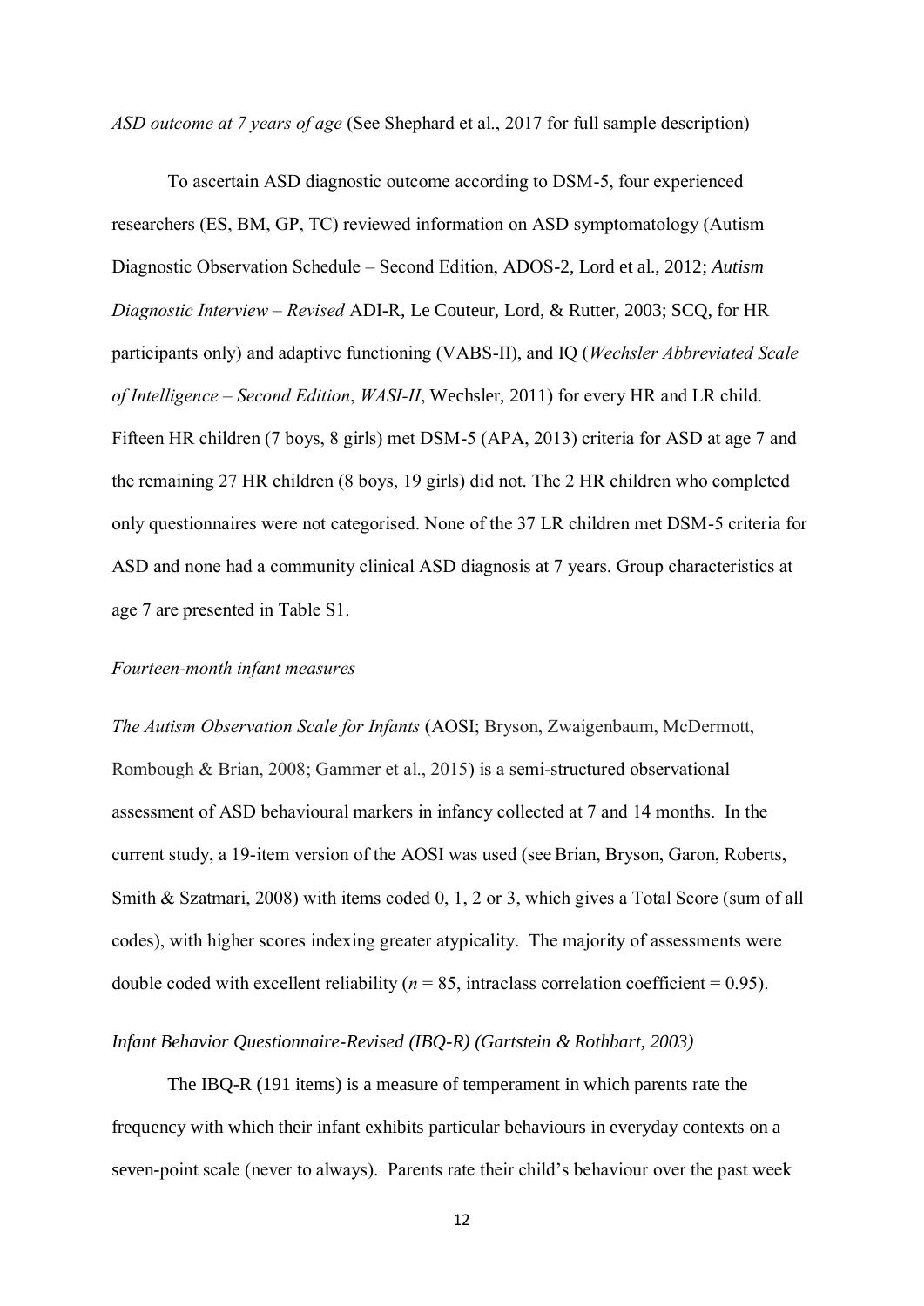*ASD outcome at 7 years of age* (See Shephard et al., 2017 for full sample description)

To ascertain ASD diagnostic outcome according to DSM-5, four experienced researchers (ES, BM, GP, TC) reviewed information on ASD symptomatology (Autism Diagnostic Observation Schedule – Second Edition, ADOS-2, Lord et al., 2012; *Autism Diagnostic Interview – Revised* ADI-R, Le Couteur, Lord, & Rutter, 2003; SCQ, for HR participants only) and adaptive functioning (VABS-II), and IQ (*Wechsler Abbreviated Scale of Intelligence – Second Edition*, *WASI-II*, Wechsler, 2011) for every HR and LR child. Fifteen HR children (7 boys, 8 girls) met DSM-5 (APA, 2013) criteria for ASD at age 7 and the remaining 27 HR children (8 boys, 19 girls) did not. The 2 HR children who completed only questionnaires were not categorised. None of the 37 LR children met DSM-5 criteria for ASD and none had a community clinical ASD diagnosis at 7 years. Group characteristics at age 7 are presented in Table S1.

*Fourteen-month infant measures*

*The Autism Observation Scale for Infants* (AOSI; Bryson, Zwaigenbaum, McDermott, Rombough & Brian, 2008; Gammer et al., 2015) is a semi-structured observational assessment of ASD behavioural markers in infancy collected at 7 and 14 months. In the current study, a 19-item version of the AOSI was used (see Brian, Bryson, Garon, Roberts, Smith & Szatmari, 2008) with items coded 0, 1, 2 or 3, which gives a Total Score (sum of all codes), with higher scores indexing greater atypicality. The majority of assessments were double coded with excellent reliability ($n$ = 85, intraclass correlation coefficient = 0.95).

*Infant Behavior Questionnaire-Revised (IBQ-R) (Gartstein & Rothbart, 2003)*

The IBQ-R (191 items) is a measure of temperament in which parents rate the frequency with which their infant exhibits particular behaviours in everyday contexts on a seven-point scale (never to always). Parents rate their child's behaviour over the past week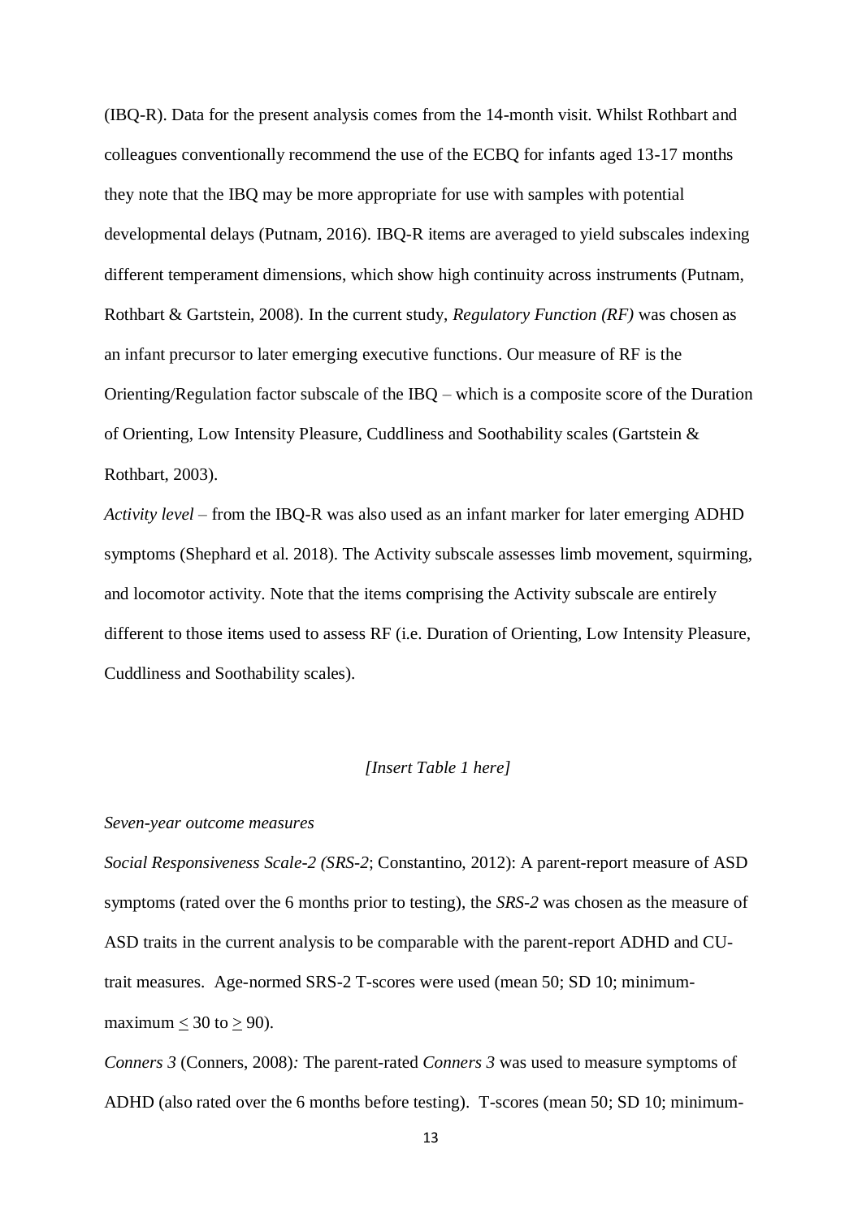(IBQ-R). Data for the present analysis comes from the 14-month visit. Whilst Rothbart and colleagues conventionally recommend the use of the ECBQ for infants aged 13-17 months they note that the IBQ may be more appropriate for use with samples with potential developmental delays (Putnam, 2016). IBQ-R items are averaged to yield subscales indexing different temperament dimensions, which show high continuity across instruments (Putnam, Rothbart & Gartstein, 2008). In the current study, *Regulatory Function (RF)* was chosen as an infant precursor to later emerging executive functions. Our measure of RF is the Orienting/Regulation factor subscale of the IBQ – which is a composite score of the Duration of Orienting, Low Intensity Pleasure, Cuddliness and Soothability scales (Gartstein & Rothbart, 2003).

*Activity level* – from the IBQ-R was also used as an infant marker for later emerging ADHD symptoms (Shephard et al. 2018). The Activity subscale assesses limb movement, squirming, and locomotor activity. Note that the items comprising the Activity subscale are entirely different to those items used to assess RF (i.e. Duration of Orienting, Low Intensity Pleasure, Cuddliness and Soothability scales).

*[Insert Table 1 here]*

*Seven-year outcome measures*

*Social Responsiveness Scale-2 (SRS-2*; Constantino, 2012): A parent-report measure of ASD symptoms (rated over the 6 months prior to testing), the *SRS-2* was chosen as the measure of ASD traits in the current analysis to be comparable with the parent-report ADHD and CU-trait measures. Age-normed SRS-2 T-scores were used (mean 50; SD 10; minimum-maximum $\leq$ 30 to $\geq$ 90).

*Conners 3* (Conners, 2008)*:* The parent-rated *Conners 3* was used to measure symptoms of ADHD (also rated over the 6 months before testing). T-scores (mean 50; SD 10; minimum-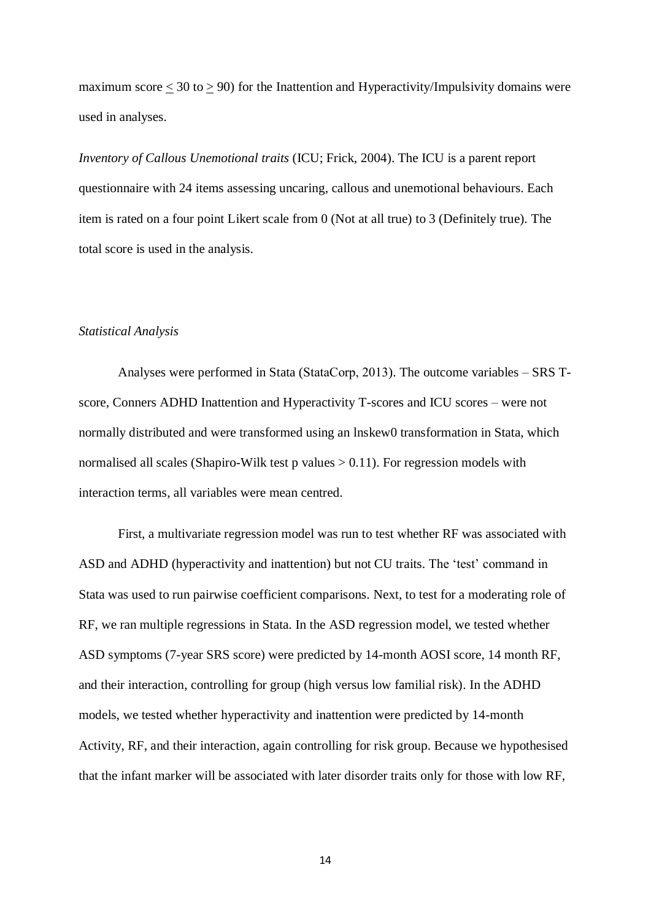maximum score ≤ 30 to ≥ 90) for the Inattention and Hyperactivity/Impulsivity domains were used in analyses.

*Inventory of Callous Unemotional traits* (ICU; Frick, 2004). The ICU is a parent report questionnaire with 24 items assessing uncaring, callous and unemotional behaviours. Each item is rated on a four point Likert scale from 0 (Not at all true) to 3 (Definitely true). The total score is used in the analysis.

*Statistical Analysis*

Analyses were performed in Stata (StataCorp, 2013). The outcome variables – SRS T-score, Conners ADHD Inattention and Hyperactivity T-scores and ICU scores – were not normally distributed and were transformed using an lnskew0 transformation in Stata, which normalised all scales (Shapiro-Wilk test p values > 0.11). For regression models with interaction terms, all variables were mean centred.

First, a multivariate regression model was run to test whether RF was associated with ASD and ADHD (hyperactivity and inattention) but not CU traits. The 'test' command in Stata was used to run pairwise coefficient comparisons. Next, to test for a moderating role of RF, we ran multiple regressions in Stata. In the ASD regression model, we tested whether ASD symptoms (7-year SRS score) were predicted by 14-month AOSI score, 14 month RF, and their interaction, controlling for group (high versus low familial risk). In the ADHD models, we tested whether hyperactivity and inattention were predicted by 14-month Activity, RF, and their interaction, again controlling for risk group. Because we hypothesised that the infant marker will be associated with later disorder traits only for those with low RF,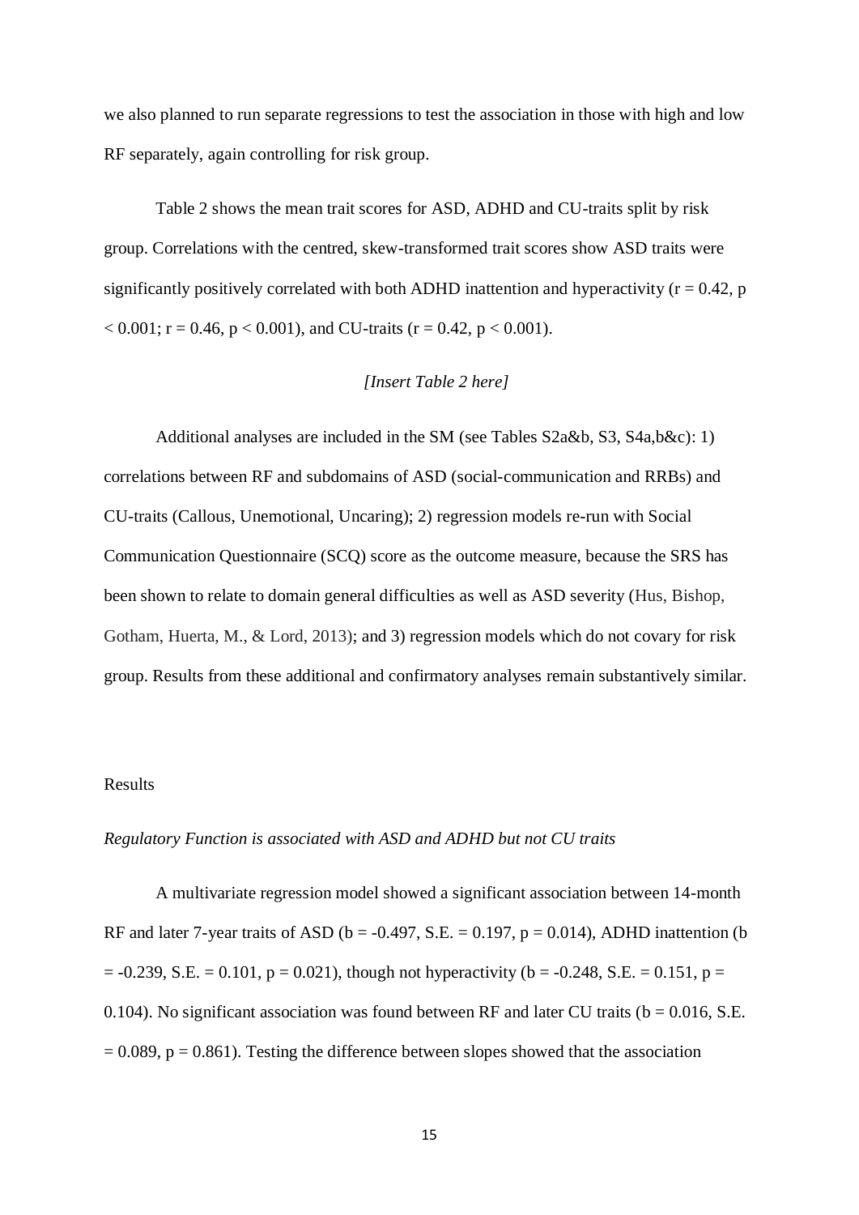we also planned to run separate regressions to test the association in those with high and low RF separately, again controlling for risk group.

Table 2 shows the mean trait scores for ASD, ADHD and CU-traits split by risk group. Correlations with the centred, skew-transformed trait scores show ASD traits were significantly positively correlated with both ADHD inattention and hyperactivity ($r = 0.42$, $p < 0.001$; $r = 0.46$, $p < 0.001$), and CU-traits ($r = 0.42$, $p < 0.001$).

*[Insert Table 2 here]*

Additional analyses are included in the SM (see Tables S2a&b, S3, S4a,b&c): 1) correlations between RF and subdomains of ASD (social-communication and RRBs) and CU-traits (Callous, Unemotional, Uncaring); 2) regression models re-run with Social Communication Questionnaire (SCQ) score as the outcome measure, because the SRS has been shown to relate to domain general difficulties as well as ASD severity (Hus, Bishop, Gotham, Huerta, M., & Lord, 2013); and 3) regression models which do not covary for risk group. Results from these additional and confirmatory analyses remain substantively similar.

## Results

### *Regulatory Function is associated with ASD and ADHD but not CU traits*

A multivariate regression model showed a significant association between 14-month RF and later 7-year traits of ASD ($b = -0.497$, S.E. $= 0.197$, $p = 0.014$), ADHD inattention ($b = -0.239$, S.E. $= 0.101$, $p = 0.021$), though not hyperactivity ($b = -0.248$, S.E. $= 0.151$, $p = 0.104$). No significant association was found between RF and later CU traits ($b = 0.016$, S.E. $= 0.089$, $p = 0.861$). Testing the difference between slopes showed that the association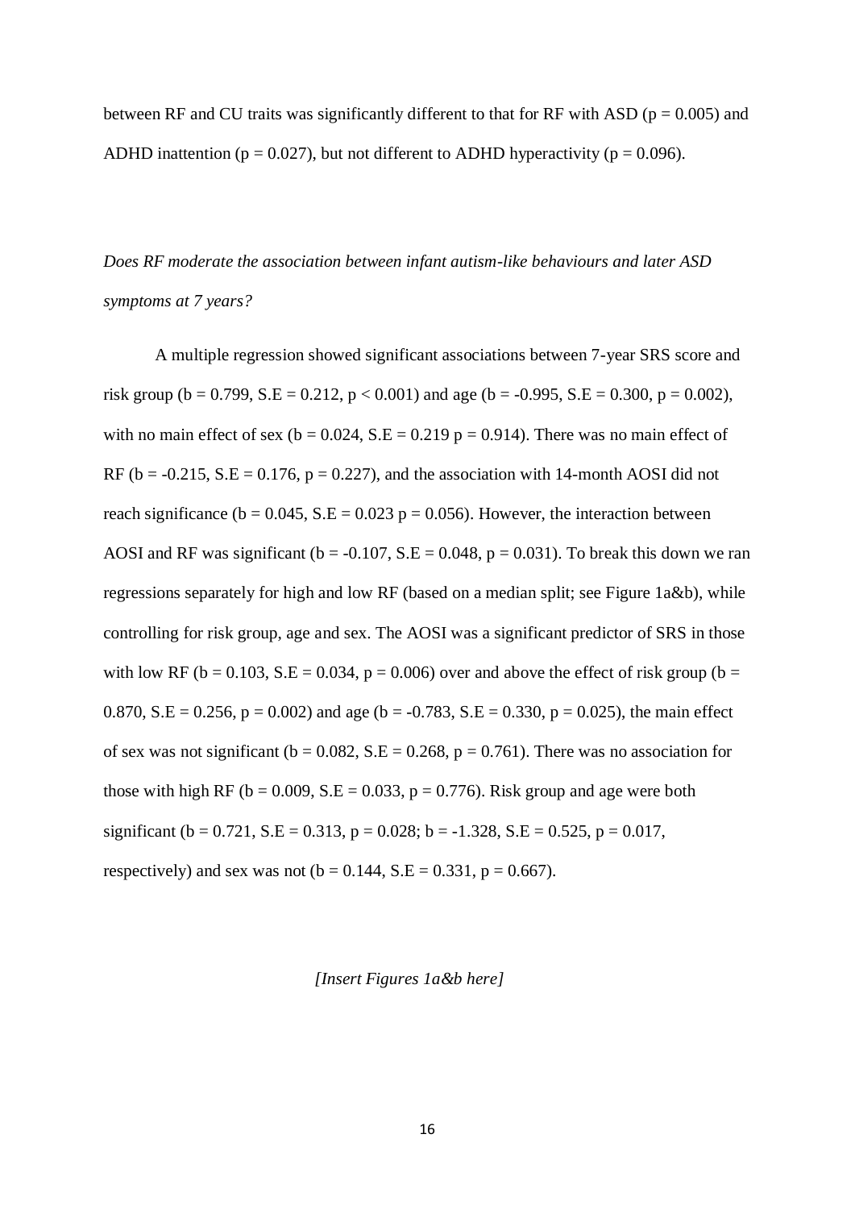between RF and CU traits was significantly different to that for RF with ASD ($p = 0.005$) and ADHD inattention ($p = 0.027$), but not different to ADHD hyperactivity ($p = 0.096$).

*Does RF moderate the association between infant autism-like behaviours and later ASD symptoms at 7 years?*

A multiple regression showed significant associations between 7-year SRS score and risk group ($b = 0.799$, $S.E = 0.212$, $p < 0.001$) and age ($b = -0.995$, $S.E = 0.300$, $p = 0.002$), with no main effect of sex ($b = 0.024$, $S.E = 0.219$ $p = 0.914$). There was no main effect of RF ($b = -0.215$, $S.E = 0.176$, $p = 0.227$), and the association with 14-month AOSI did not reach significance ($b = 0.045$, $S.E = 0.023$ $p = 0.056$). However, the interaction between AOSI and RF was significant ($b = -0.107$, $S.E = 0.048$, $p = 0.031$). To break this down we ran regressions separately for high and low RF (based on a median split; see Figure 1a&b), while controlling for risk group, age and sex. The AOSI was a significant predictor of SRS in those with low RF ($b = 0.103$, $S.E = 0.034$, $p = 0.006$) over and above the effect of risk group ($b = 0.870$, $S.E = 0.256$, $p = 0.002$) and age ($b = -0.783$, $S.E = 0.330$, $p = 0.025$), the main effect of sex was not significant ($b = 0.082$, $S.E = 0.268$, $p = 0.761$). There was no association for those with high RF ($b = 0.009$, $S.E = 0.033$, $p = 0.776$). Risk group and age were both significant ($b = 0.721$, $S.E = 0.313$, $p = 0.028$; $b = -1.328$, $S.E = 0.525$, $p = 0.017$, respectively) and sex was not ($b = 0.144$, $S.E = 0.331$, $p = 0.667$).

*[Insert Figures 1a&b here]*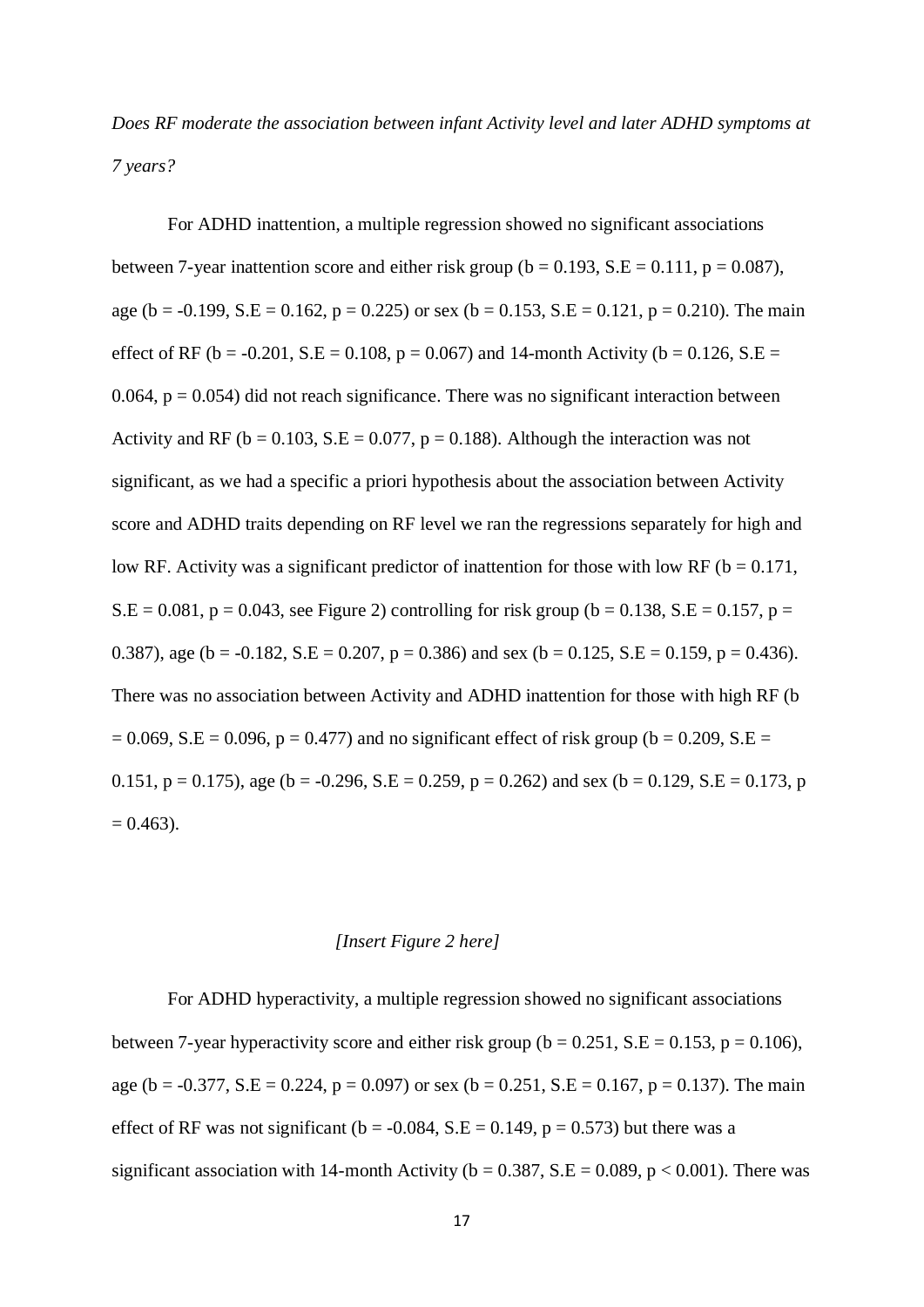*Does RF moderate the association between infant Activity level and later ADHD symptoms at 7 years?*

For ADHD inattention, a multiple regression showed no significant associations between 7-year inattention score and either risk group ($b = 0.193$, $S.E = 0.111$, $p = 0.087$), age ($b = -0.199$, $S.E = 0.162$, $p = 0.225$) or sex ($b = 0.153$, $S.E = 0.121$, $p = 0.210$). The main effect of RF ($b = -0.201$, $S.E = 0.108$, $p = 0.067$) and 14-month Activity ($b = 0.126$, $S.E = 0.064$, $p = 0.054$) did not reach significance. There was no significant interaction between Activity and RF ($b = 0.103$, $S.E = 0.077$, $p = 0.188$). Although the interaction was not significant, as we had a specific a priori hypothesis about the association between Activity score and ADHD traits depending on RF level we ran the regressions separately for high and low RF. Activity was a significant predictor of inattention for those with low RF ($b = 0.171$, $S.E = 0.081$, $p = 0.043$, see Figure 2) controlling for risk group ($b = 0.138$, $S.E = 0.157$, $p = 0.387$), age ($b = -0.182$, $S.E = 0.207$, $p = 0.386$) and sex ($b = 0.125$, $S.E = 0.159$, $p = 0.436$). There was no association between Activity and ADHD inattention for those with high RF ($b = 0.069$, $S.E = 0.096$, $p = 0.477$) and no significant effect of risk group ($b = 0.209$, $S.E = 0.151$, $p = 0.175$), age ($b = -0.296$, $S.E = 0.259$, $p = 0.262$) and sex ($b = 0.129$, $S.E = 0.173$, $p = 0.463$).

*[Insert Figure 2 here]*

For ADHD hyperactivity, a multiple regression showed no significant associations between 7-year hyperactivity score and either risk group ($b = 0.251$, $S.E = 0.153$, $p = 0.106$), age ($b = -0.377$, $S.E = 0.224$, $p = 0.097$) or sex ($b = 0.251$, $S.E = 0.167$, $p = 0.137$). The main effect of RF was not significant ($b = -0.084$, $S.E = 0.149$, $p = 0.573$) but there was a significant association with 14-month Activity ($b = 0.387$, $S.E = 0.089$, $p < 0.001$). There was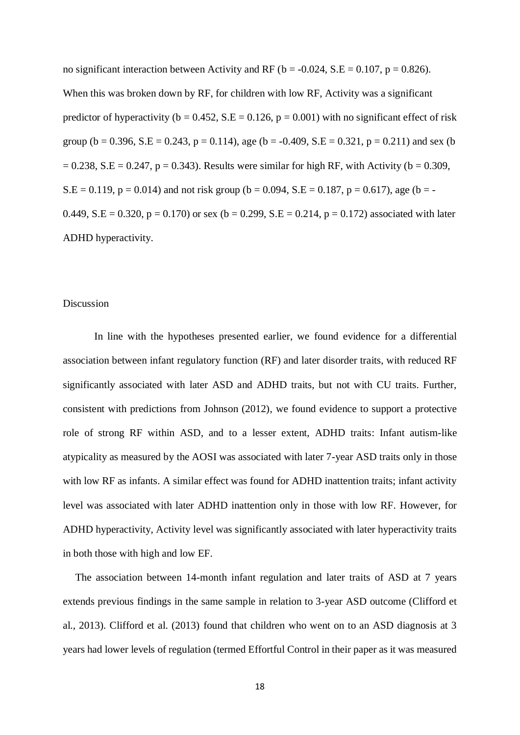no significant interaction between Activity and RF ($b = -0.024$, $S.E = 0.107$, $p = 0.826$). When this was broken down by RF, for children with low RF, Activity was a significant predictor of hyperactivity ($b = 0.452$, $S.E = 0.126$, $p = 0.001$) with no significant effect of risk group ($b = 0.396$, $S.E = 0.243$, $p = 0.114$), age ($b = -0.409$, $S.E = 0.321$, $p = 0.211$) and sex ($b = 0.238$, $S.E = 0.247$, $p = 0.343$). Results were similar for high RF, with Activity ($b = 0.309$, $S.E = 0.119$, $p = 0.014$) and not risk group ($b = 0.094$, $S.E = 0.187$, $p = 0.617$), age ($b = -0.449$, $S.E = 0.320$, $p = 0.170$) or sex ($b = 0.299$, $S.E = 0.214$, $p = 0.172$) associated with later ADHD hyperactivity.

## Discussion

In line with the hypotheses presented earlier, we found evidence for a differential association between infant regulatory function (RF) and later disorder traits, with reduced RF significantly associated with later ASD and ADHD traits, but not with CU traits. Further, consistent with predictions from Johnson (2012), we found evidence to support a protective role of strong RF within ASD, and to a lesser extent, ADHD traits: Infant autism-like atypicality as measured by the AOSI was associated with later 7-year ASD traits only in those with low RF as infants. A similar effect was found for ADHD inattention traits; infant activity level was associated with later ADHD inattention only in those with low RF. However, for ADHD hyperactivity, Activity level was significantly associated with later hyperactivity traits in both those with high and low EF.

The association between 14-month infant regulation and later traits of ASD at 7 years extends previous findings in the same sample in relation to 3-year ASD outcome (Clifford et al., 2013). Clifford et al. (2013) found that children who went on to an ASD diagnosis at 3 years had lower levels of regulation (termed Effortful Control in their paper as it was measured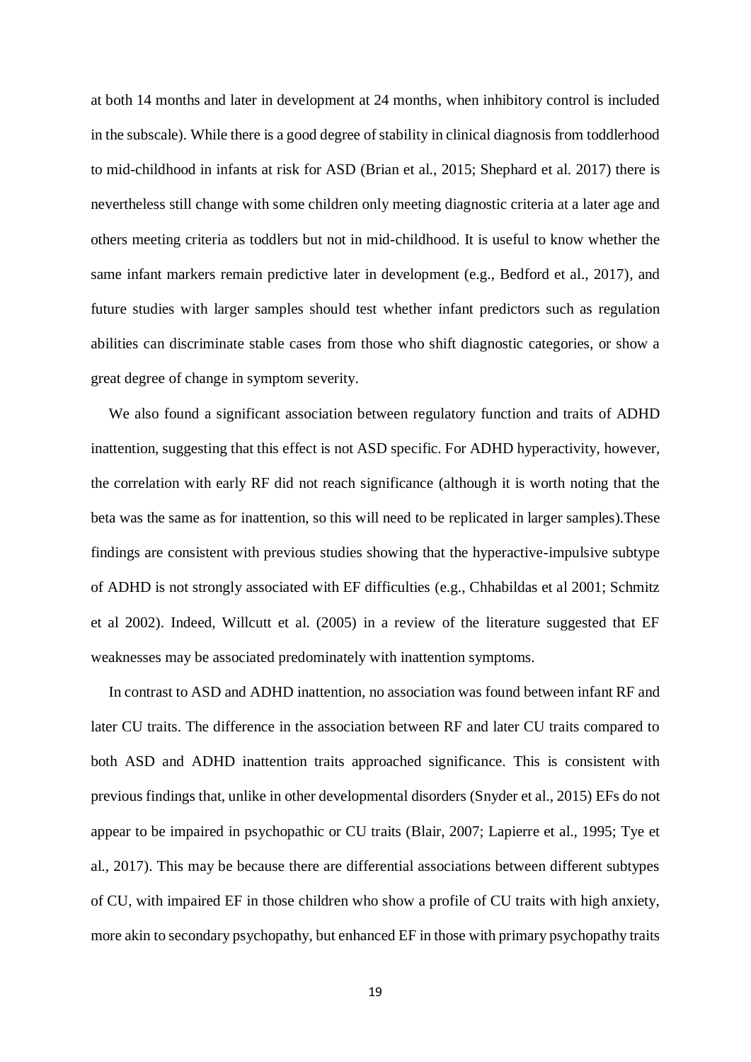at both 14 months and later in development at 24 months, when inhibitory control is included in the subscale). While there is a good degree of stability in clinical diagnosis from toddlerhood to mid-childhood in infants at risk for ASD (Brian et al., 2015; Shephard et al. 2017) there is nevertheless still change with some children only meeting diagnostic criteria at a later age and others meeting criteria as toddlers but not in mid-childhood. It is useful to know whether the same infant markers remain predictive later in development (e.g., Bedford et al., 2017), and future studies with larger samples should test whether infant predictors such as regulation abilities can discriminate stable cases from those who shift diagnostic categories, or show a great degree of change in symptom severity.

We also found a significant association between regulatory function and traits of ADHD inattention, suggesting that this effect is not ASD specific. For ADHD hyperactivity, however, the correlation with early RF did not reach significance (although it is worth noting that the beta was the same as for inattention, so this will need to be replicated in larger samples).These findings are consistent with previous studies showing that the hyperactive-impulsive subtype of ADHD is not strongly associated with EF difficulties (e.g., Chhabildas et al 2001; Schmitz et al 2002). Indeed, Willcutt et al. (2005) in a review of the literature suggested that EF weaknesses may be associated predominately with inattention symptoms.

In contrast to ASD and ADHD inattention, no association was found between infant RF and later CU traits. The difference in the association between RF and later CU traits compared to both ASD and ADHD inattention traits approached significance. This is consistent with previous findings that, unlike in other developmental disorders (Snyder et al., 2015) EFs do not appear to be impaired in psychopathic or CU traits (Blair, 2007; Lapierre et al., 1995; Tye et al., 2017). This may be because there are differential associations between different subtypes of CU, with impaired EF in those children who show a profile of CU traits with high anxiety, more akin to secondary psychopathy, but enhanced EF in those with primary psychopathy traits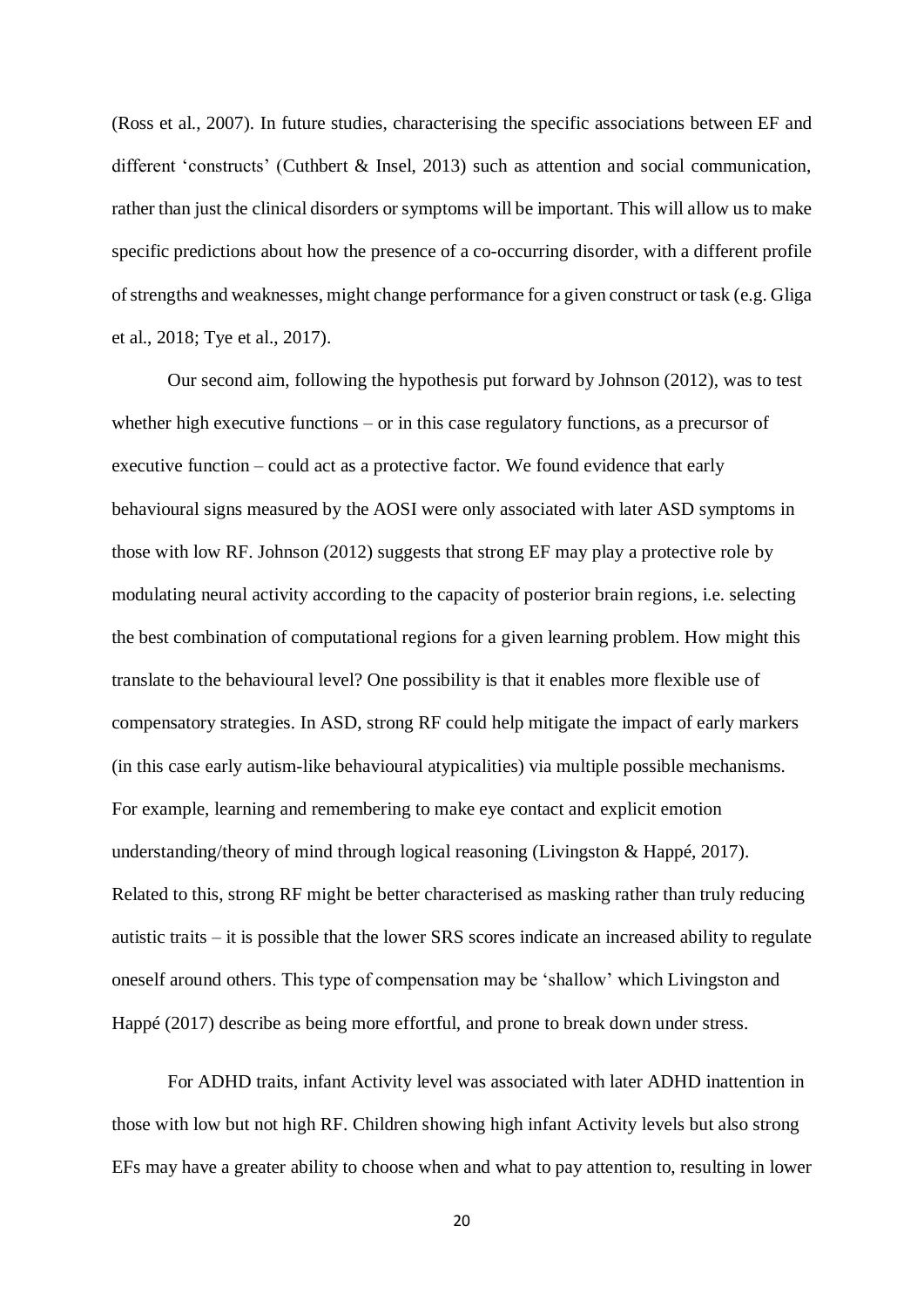(Ross et al., 2007). In future studies, characterising the specific associations between EF and different 'constructs' (Cuthbert & Insel, 2013) such as attention and social communication, rather than just the clinical disorders or symptoms will be important. This will allow us to make specific predictions about how the presence of a co-occurring disorder, with a different profile of strengths and weaknesses, might change performance for a given construct or task (e.g. Gliga et al., 2018; Tye et al., 2017).

Our second aim, following the hypothesis put forward by Johnson (2012), was to test whether high executive functions – or in this case regulatory functions, as a precursor of executive function – could act as a protective factor. We found evidence that early behavioural signs measured by the AOSI were only associated with later ASD symptoms in those with low RF. Johnson (2012) suggests that strong EF may play a protective role by modulating neural activity according to the capacity of posterior brain regions, i.e. selecting the best combination of computational regions for a given learning problem. How might this translate to the behavioural level? One possibility is that it enables more flexible use of compensatory strategies. In ASD, strong RF could help mitigate the impact of early markers (in this case early autism-like behavioural atypicalities) via multiple possible mechanisms. For example, learning and remembering to make eye contact and explicit emotion understanding/theory of mind through logical reasoning (Livingston & Happé, 2017). Related to this, strong RF might be better characterised as masking rather than truly reducing autistic traits – it is possible that the lower SRS scores indicate an increased ability to regulate oneself around others. This type of compensation may be 'shallow' which Livingston and Happé (2017) describe as being more effortful, and prone to break down under stress.

For ADHD traits, infant Activity level was associated with later ADHD inattention in those with low but not high RF. Children showing high infant Activity levels but also strong EFs may have a greater ability to choose when and what to pay attention to, resulting in lower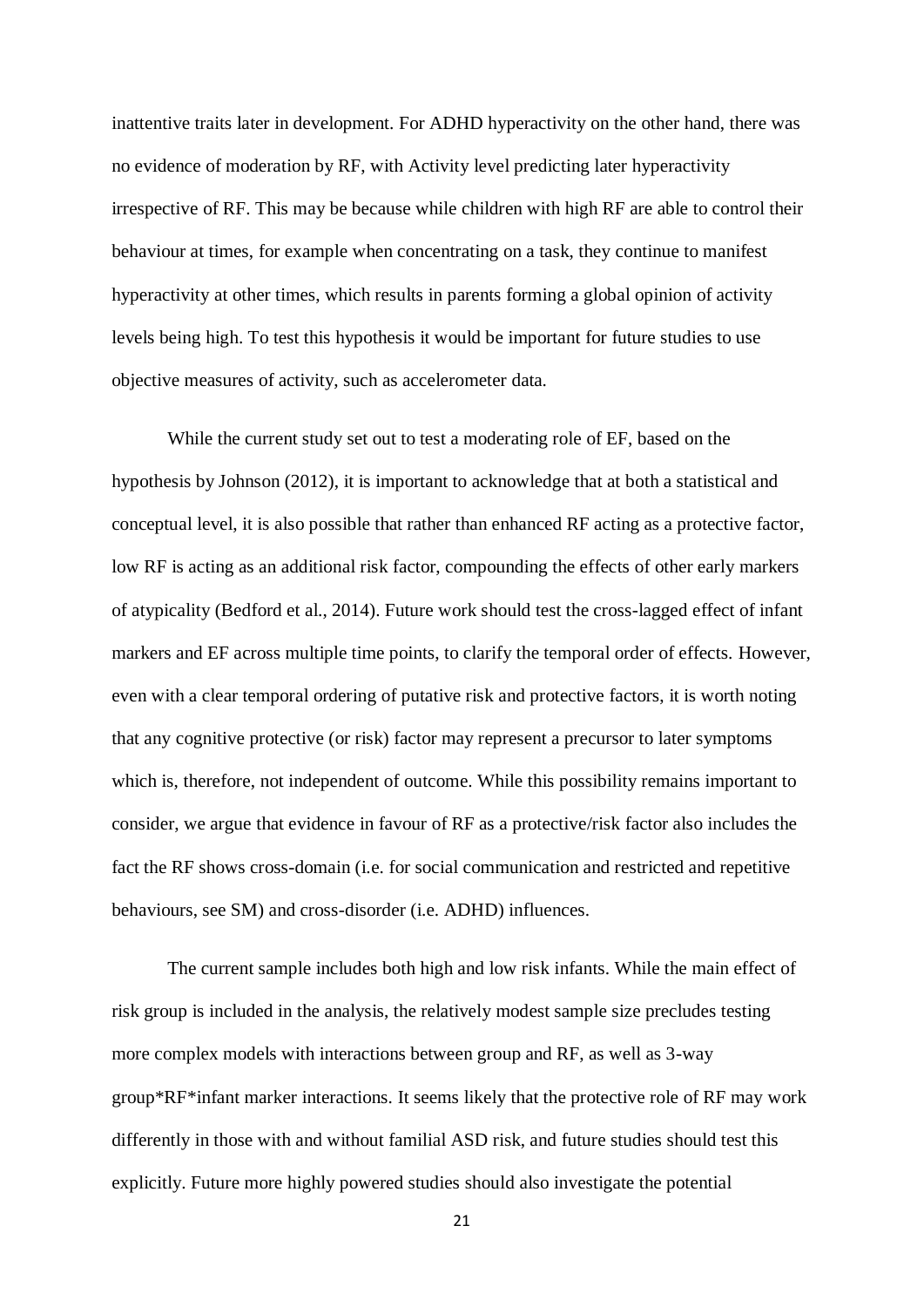inattentive traits later in development. For ADHD hyperactivity on the other hand, there was no evidence of moderation by RF, with Activity level predicting later hyperactivity irrespective of RF. This may be because while children with high RF are able to control their behaviour at times, for example when concentrating on a task, they continue to manifest hyperactivity at other times, which results in parents forming a global opinion of activity levels being high. To test this hypothesis it would be important for future studies to use objective measures of activity, such as accelerometer data.

While the current study set out to test a moderating role of EF, based on the hypothesis by Johnson (2012), it is important to acknowledge that at both a statistical and conceptual level, it is also possible that rather than enhanced RF acting as a protective factor, low RF is acting as an additional risk factor, compounding the effects of other early markers of atypicality (Bedford et al., 2014). Future work should test the cross-lagged effect of infant markers and EF across multiple time points, to clarify the temporal order of effects. However, even with a clear temporal ordering of putative risk and protective factors, it is worth noting that any cognitive protective (or risk) factor may represent a precursor to later symptoms which is, therefore, not independent of outcome. While this possibility remains important to consider, we argue that evidence in favour of RF as a protective/risk factor also includes the fact the RF shows cross-domain (i.e. for social communication and restricted and repetitive behaviours, see SM) and cross-disorder (i.e. ADHD) influences.

The current sample includes both high and low risk infants. While the main effect of risk group is included in the analysis, the relatively modest sample size precludes testing more complex models with interactions between group and RF, as well as 3-way group*RF*infant marker interactions. It seems likely that the protective role of RF may work differently in those with and without familial ASD risk, and future studies should test this explicitly. Future more highly powered studies should also investigate the potential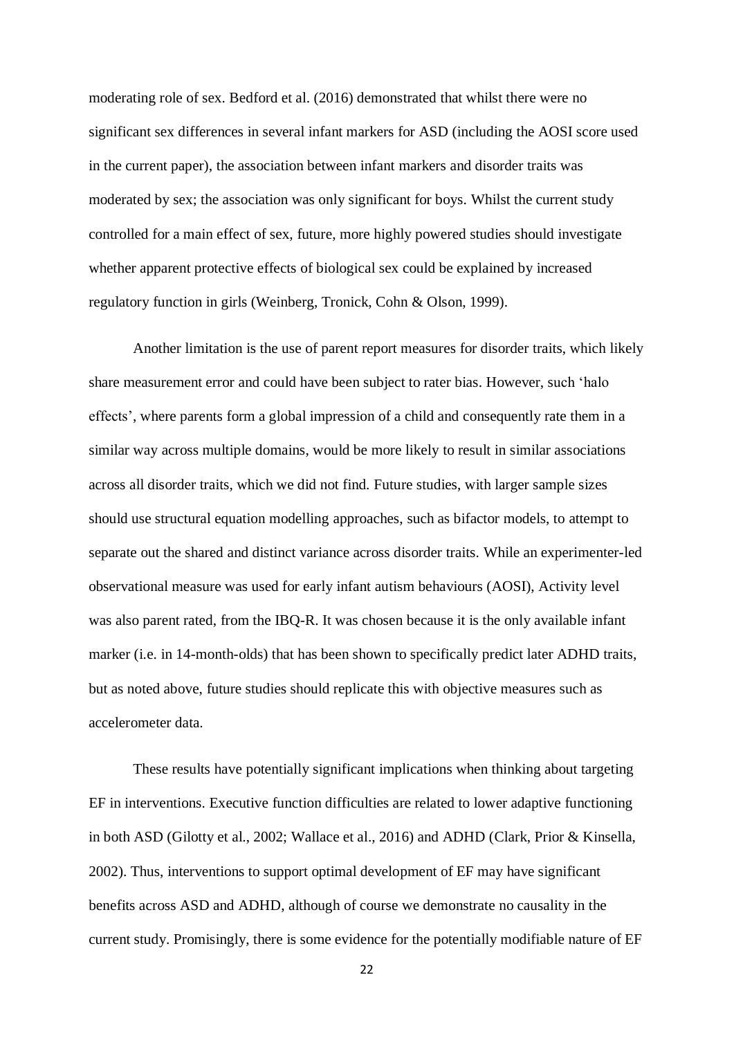moderating role of sex. Bedford et al. (2016) demonstrated that whilst there were no significant sex differences in several infant markers for ASD (including the AOSI score used in the current paper), the association between infant markers and disorder traits was moderated by sex; the association was only significant for boys. Whilst the current study controlled for a main effect of sex, future, more highly powered studies should investigate whether apparent protective effects of biological sex could be explained by increased regulatory function in girls (Weinberg, Tronick, Cohn & Olson, 1999).

Another limitation is the use of parent report measures for disorder traits, which likely share measurement error and could have been subject to rater bias. However, such 'halo effects', where parents form a global impression of a child and consequently rate them in a similar way across multiple domains, would be more likely to result in similar associations across all disorder traits, which we did not find. Future studies, with larger sample sizes should use structural equation modelling approaches, such as bifactor models, to attempt to separate out the shared and distinct variance across disorder traits. While an experimenter-led observational measure was used for early infant autism behaviours (AOSI), Activity level was also parent rated, from the IBQ-R. It was chosen because it is the only available infant marker (i.e. in 14-month-olds) that has been shown to specifically predict later ADHD traits, but as noted above, future studies should replicate this with objective measures such as accelerometer data.

These results have potentially significant implications when thinking about targeting EF in interventions. Executive function difficulties are related to lower adaptive functioning in both ASD (Gilotty et al., 2002; Wallace et al., 2016) and ADHD (Clark, Prior & Kinsella, 2002). Thus, interventions to support optimal development of EF may have significant benefits across ASD and ADHD, although of course we demonstrate no causality in the current study. Promisingly, there is some evidence for the potentially modifiable nature of EF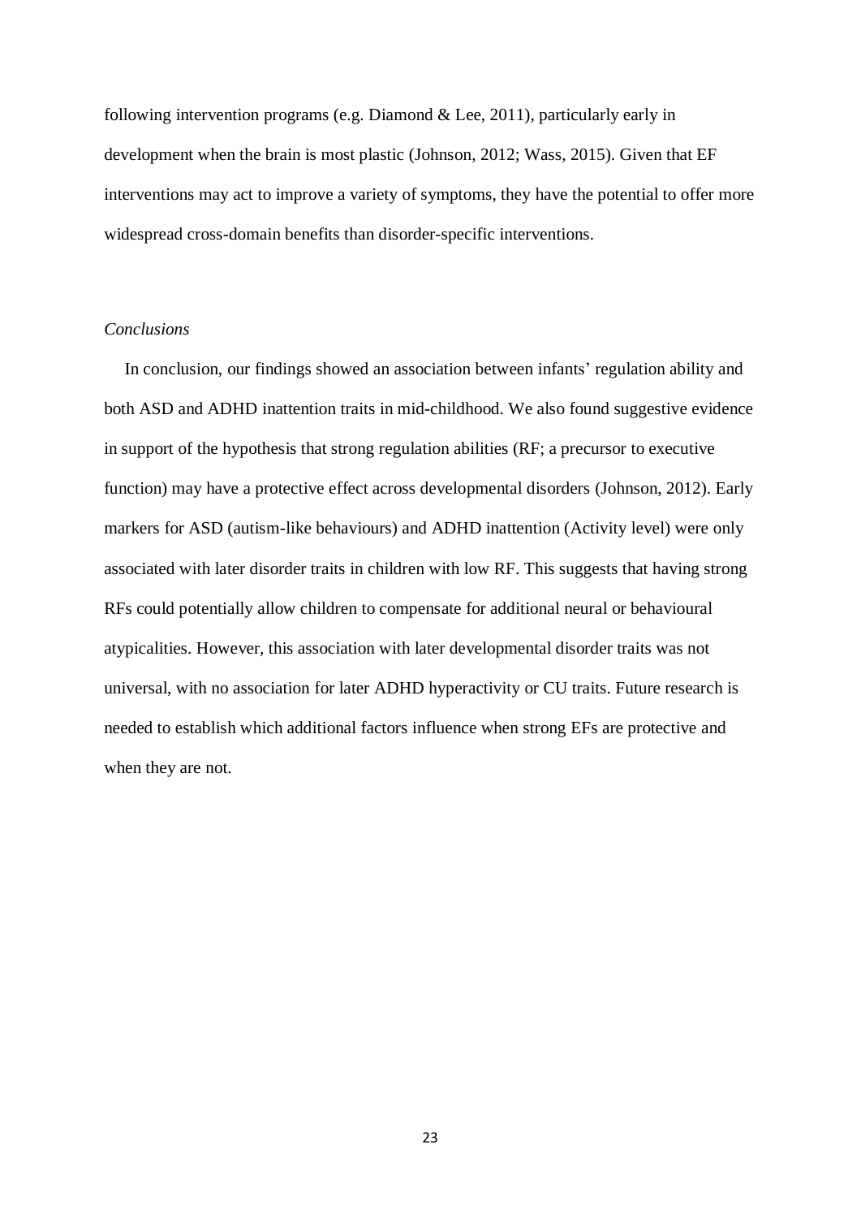following intervention programs (e.g. Diamond & Lee, 2011), particularly early in development when the brain is most plastic (Johnson, 2012; Wass, 2015). Given that EF interventions may act to improve a variety of symptoms, they have the potential to offer more widespread cross-domain benefits than disorder-specific interventions.

### *Conclusions*

In conclusion, our findings showed an association between infants' regulation ability and both ASD and ADHD inattention traits in mid-childhood. We also found suggestive evidence in support of the hypothesis that strong regulation abilities (RF; a precursor to executive function) may have a protective effect across developmental disorders (Johnson, 2012). Early markers for ASD (autism-like behaviours) and ADHD inattention (Activity level) were only associated with later disorder traits in children with low RF. This suggests that having strong RFs could potentially allow children to compensate for additional neural or behavioural atypicalities. However, this association with later developmental disorder traits was not universal, with no association for later ADHD hyperactivity or CU traits. Future research is needed to establish which additional factors influence when strong EFs are protective and when they are not.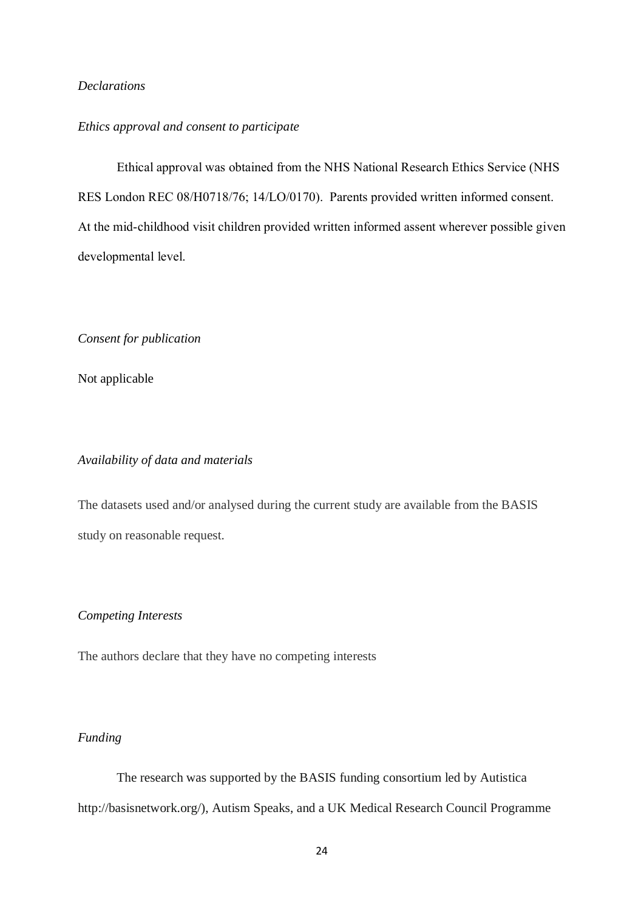*Declarations*

*Ethics approval and consent to participate*

Ethical approval was obtained from the NHS National Research Ethics Service (NHS RES London REC 08/H0718/76; 14/LO/0170). Parents provided written informed consent. At the mid-childhood visit children provided written informed assent wherever possible given developmental level.

*Consent for publication*

Not applicable

*Availability of data and materials*

The datasets used and/or analysed during the current study are available from the BASIS study on reasonable request.

*Competing Interests*

The authors declare that they have no competing interests

*Funding*

The research was supported by the BASIS funding consortium led by Autistica http://basisnetwork.org/), Autism Speaks, and a UK Medical Research Council Programme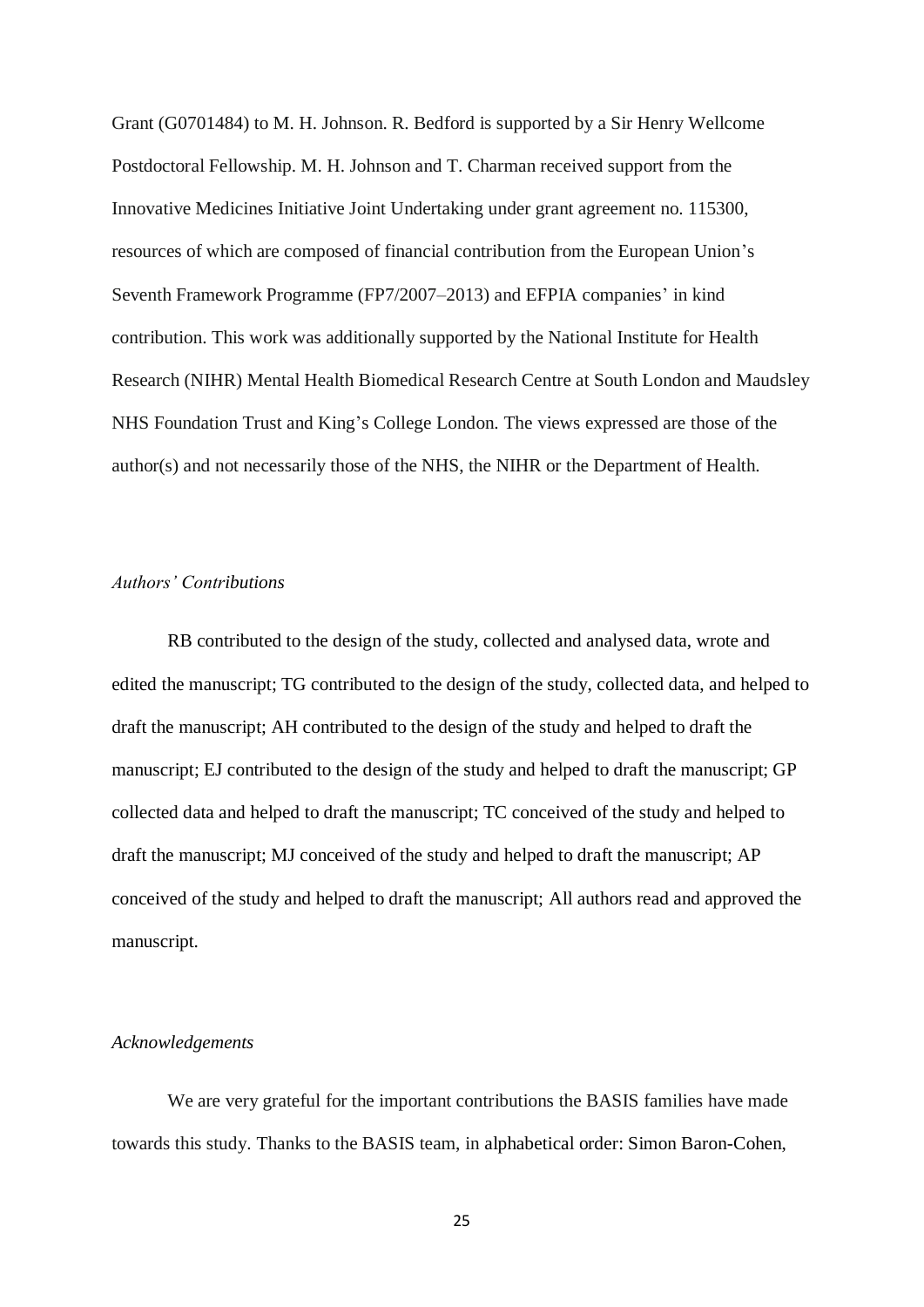Grant (G0701484) to M. H. Johnson. R. Bedford is supported by a Sir Henry Wellcome Postdoctoral Fellowship. M. H. Johnson and T. Charman received support from the Innovative Medicines Initiative Joint Undertaking under grant agreement no. 115300, resources of which are composed of financial contribution from the European Union's Seventh Framework Programme (FP7/2007–2013) and EFPIA companies' in kind contribution. This work was additionally supported by the National Institute for Health Research (NIHR) Mental Health Biomedical Research Centre at South London and Maudsley NHS Foundation Trust and King's College London. The views expressed are those of the author(s) and not necessarily those of the NHS, the NIHR or the Department of Health.

*Authors' Contributions*

RB contributed to the design of the study, collected and analysed data, wrote and edited the manuscript; TG contributed to the design of the study, collected data, and helped to draft the manuscript; AH contributed to the design of the study and helped to draft the manuscript; EJ contributed to the design of the study and helped to draft the manuscript; GP collected data and helped to draft the manuscript; TC conceived of the study and helped to draft the manuscript; MJ conceived of the study and helped to draft the manuscript; AP conceived of the study and helped to draft the manuscript; All authors read and approved the manuscript.

*Acknowledgements*

We are very grateful for the important contributions the BASIS families have made towards this study. Thanks to the BASIS team, in alphabetical order: Simon Baron-Cohen,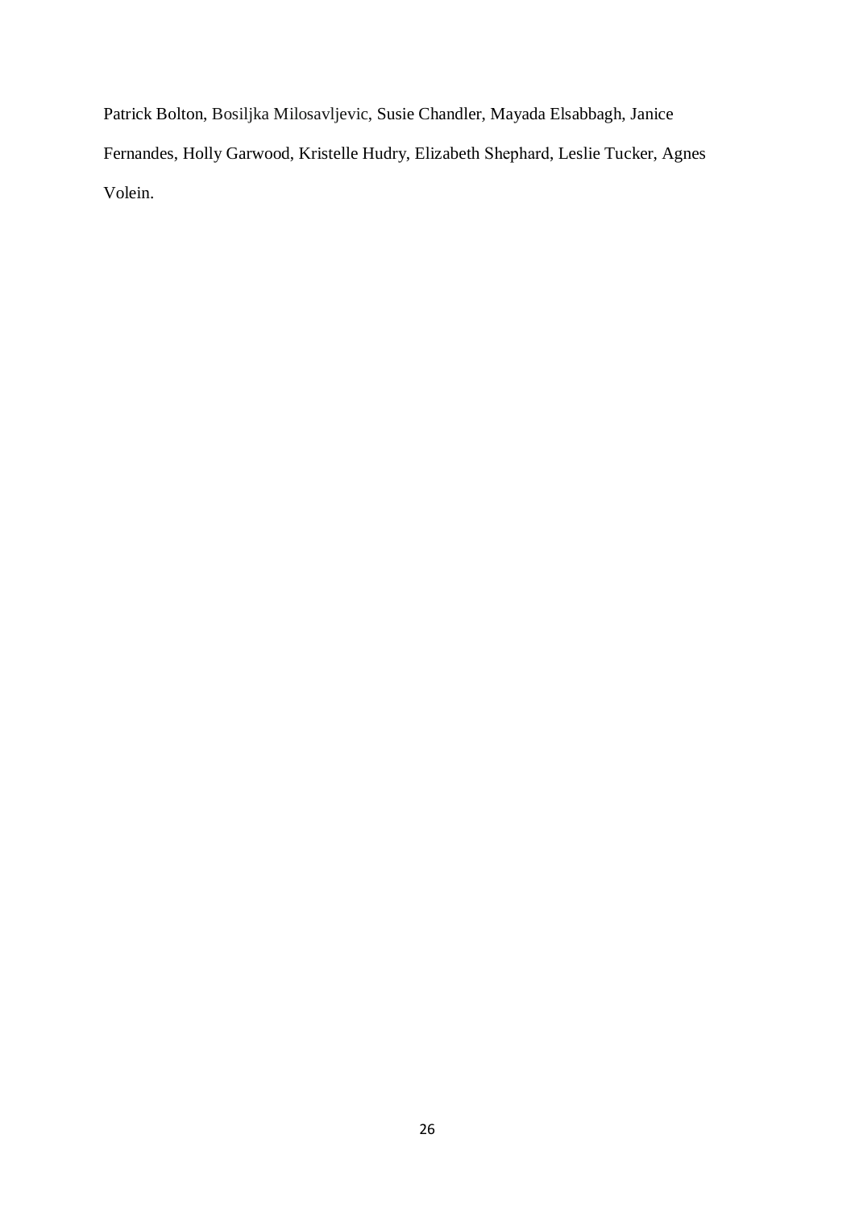Patrick Bolton, Bosiljka Milosavljevic, Susie Chandler, Mayada Elsabbagh, Janice Fernandes, Holly Garwood, Kristelle Hudry, Elizabeth Shephard, Leslie Tucker, Agnes Volein.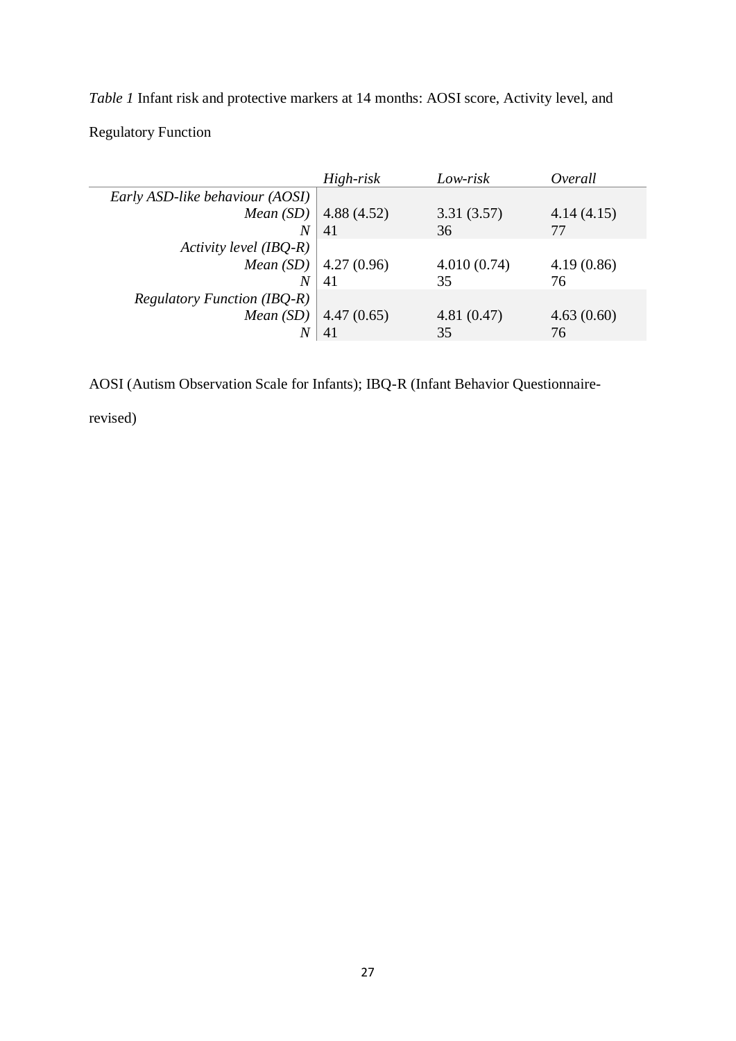*Table 1* Infant risk and protective markers at 14 months: AOSI score, Activity level, and Regulatory Function

| | *High-risk* | *Low-risk* | *Overall* |
|---|---|---|---|
| *Early ASD-like behaviour (AOSI)* | | | |
| *Mean (SD)* | 4.88 (4.52) | 3.31 (3.57) | 4.14 (4.15) |
| *N* | 41 | 36 | 77 |
| *Activity level (IBQ-R)* | | | |
| *Mean (SD)* | 4.27 (0.96) | 4.010 (0.74) | 4.19 (0.86) |
| *N* | 41 | 35 | 76 |
| *Regulatory Function (IBQ-R)* | | | |
| *Mean (SD)* | 4.47 (0.65) | 4.81 (0.47) | 4.63 (0.60) |
| *N* | 41 | 35 | 76 |

AOSI (Autism Observation Scale for Infants); IBQ-R (Infant Behavior Questionnaire-revised)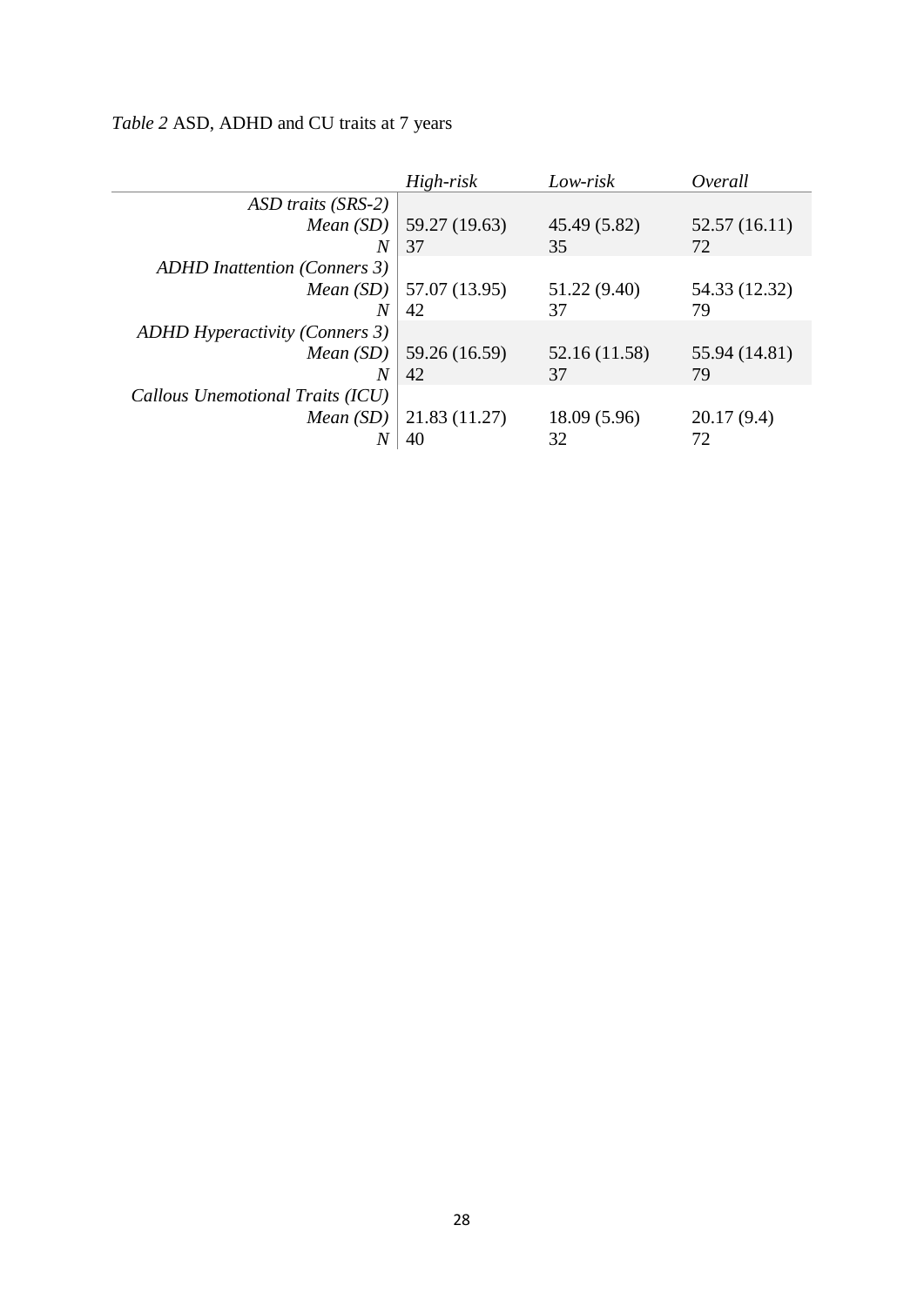*Table 2* ASD, ADHD and CU traits at 7 years

| | *High-risk* | *Low-risk* | *Overall* |
|---|---|---|---|
| *ASD traits (SRS-2)* | | | |
| *Mean (SD)* | 59.27 (19.63) | 45.49 (5.82) | 52.57 (16.11) |
| *N* | 37 | 35 | 72 |
| *ADHD Inattention (Conners 3)* | | | |
| *Mean (SD)* | 57.07 (13.95) | 51.22 (9.40) | 54.33 (12.32) |
| *N* | 42 | 37 | 79 |
| *ADHD Hyperactivity (Conners 3)* | | | |
| *Mean (SD)* | 59.26 (16.59) | 52.16 (11.58) | 55.94 (14.81) |
| *N* | 42 | 37 | 79 |
| *Callous Unemotional Traits (ICU)* | | | |
| *Mean (SD)* | 21.83 (11.27) | 18.09 (5.96) | 20.17 (9.4) |
| *N* | 40 | 32 | 72 |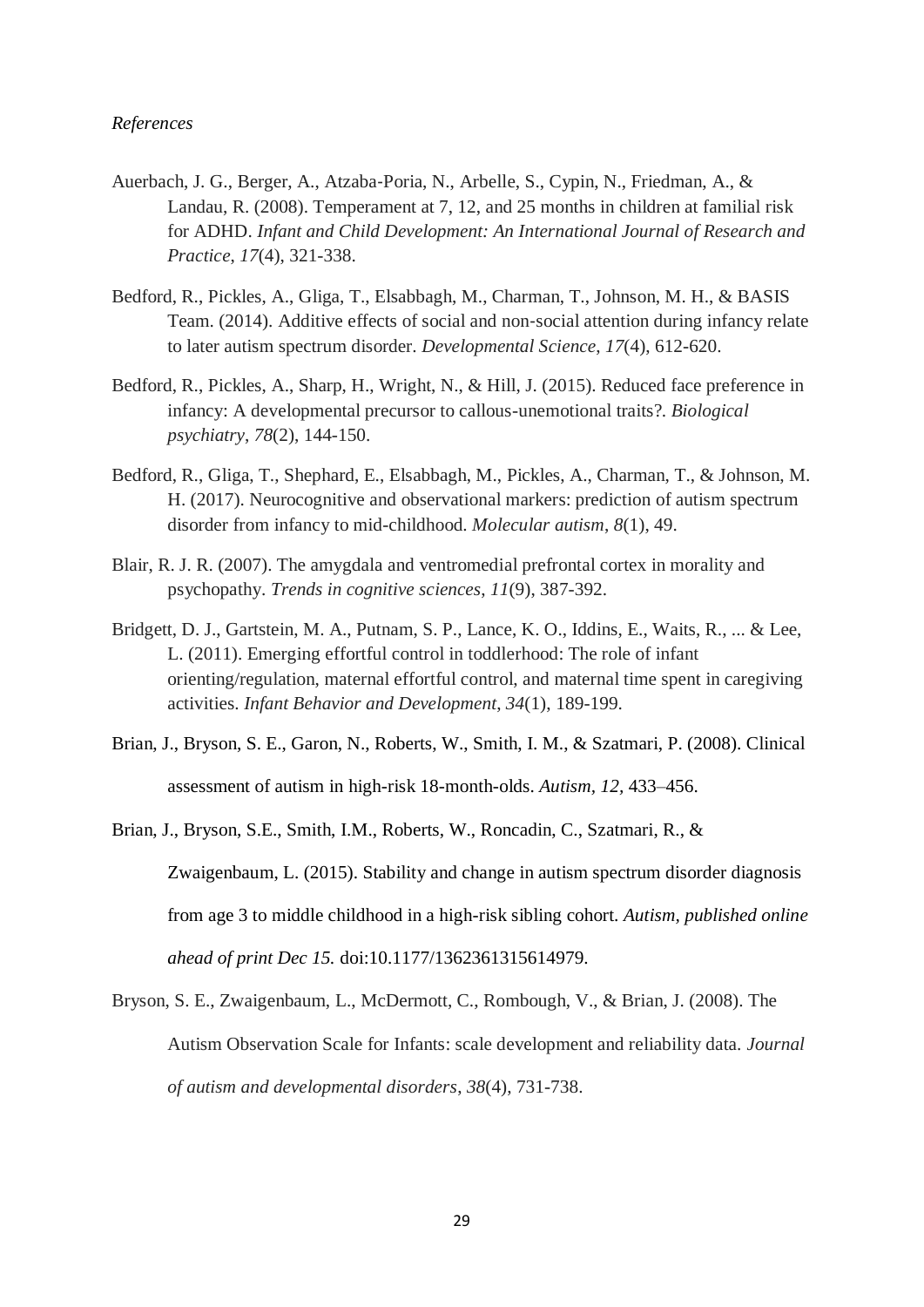*References*

Auerbach, J. G., Berger, A., Atzaba-Poria, N., Arbelle, S., Cypin, N., Friedman, A., & Landau, R. (2008). Temperament at 7, 12, and 25 months in children at familial risk for ADHD. *Infant and Child Development: An International Journal of Research and Practice*, *17*(4), 321-338.

Bedford, R., Pickles, A., Gliga, T., Elsabbagh, M., Charman, T., Johnson, M. H., & BASIS Team. (2014). Additive effects of social and non-social attention during infancy relate to later autism spectrum disorder. *Developmental Science*, *17*(4), 612-620.

Bedford, R., Pickles, A., Sharp, H., Wright, N., & Hill, J. (2015). Reduced face preference in infancy: A developmental precursor to callous-unemotional traits?. *Biological psychiatry*, *78*(2), 144-150.

Bedford, R., Gliga, T., Shephard, E., Elsabbagh, M., Pickles, A., Charman, T., & Johnson, M. H. (2017). Neurocognitive and observational markers: prediction of autism spectrum disorder from infancy to mid-childhood. *Molecular autism*, *8*(1), 49.

Blair, R. J. R. (2007). The amygdala and ventromedial prefrontal cortex in morality and psychopathy. *Trends in cognitive sciences*, *11*(9), 387-392.

Bridgett, D. J., Gartstein, M. A., Putnam, S. P., Lance, K. O., Iddins, E., Waits, R., ... & Lee, L. (2011). Emerging effortful control in toddlerhood: The role of infant orienting/regulation, maternal effortful control, and maternal time spent in caregiving activities. *Infant Behavior and Development*, *34*(1), 189-199.

Brian, J., Bryson, S. E., Garon, N., Roberts, W., Smith, I. M., & Szatmari, P. (2008). Clinical assessment of autism in high-risk 18-month-olds. *Autism, 12,* 433–456.

Brian, J., Bryson, S.E., Smith, I.M., Roberts, W., Roncadin, C., Szatmari, R., & Zwaigenbaum, L. (2015). Stability and change in autism spectrum disorder diagnosis from age 3 to middle childhood in a high-risk sibling cohort. *Autism, published online ahead of print Dec 15.* doi:10.1177/1362361315614979.

Bryson, S. E., Zwaigenbaum, L., McDermott, C., Rombough, V., & Brian, J. (2008). The Autism Observation Scale for Infants: scale development and reliability data. *Journal of autism and developmental disorders*, *38*(4), 731-738.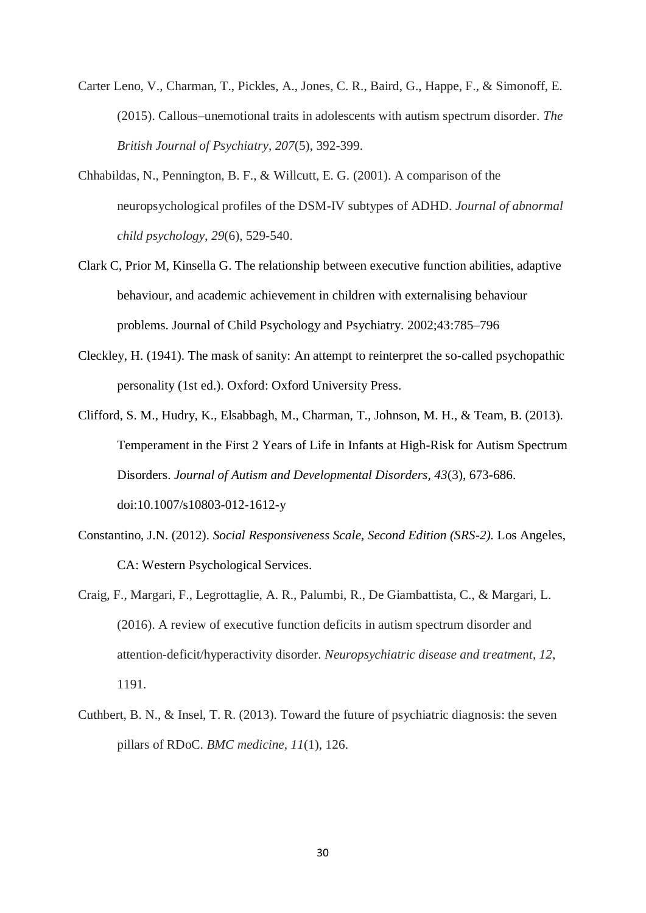Carter Leno, V., Charman, T., Pickles, A., Jones, C. R., Baird, G., Happe, F., & Simonoff, E. (2015). Callous–unemotional traits in adolescents with autism spectrum disorder. *The British Journal of Psychiatry*, *207*(5), 392-399.

Chhabildas, N., Pennington, B. F., & Willcutt, E. G. (2001). A comparison of the neuropsychological profiles of the DSM-IV subtypes of ADHD. *Journal of abnormal child psychology*, *29*(6), 529-540.

Clark C, Prior M, Kinsella G. The relationship between executive function abilities, adaptive behaviour, and academic achievement in children with externalising behaviour problems. Journal of Child Psychology and Psychiatry. 2002;43:785–796

Cleckley, H. (1941). The mask of sanity: An attempt to reinterpret the so-called psychopathic personality (1st ed.). Oxford: Oxford University Press.

Clifford, S. M., Hudry, K., Elsabbagh, M., Charman, T., Johnson, M. H., & Team, B. (2013). Temperament in the First 2 Years of Life in Infants at High-Risk for Autism Spectrum Disorders. *Journal of Autism and Developmental Disorders, 43*(3), 673-686. doi:10.1007/s10803-012-1612-y

Constantino, J.N. (2012). *Social Responsiveness Scale, Second Edition (SRS-2).* Los Angeles, CA: Western Psychological Services.

Craig, F., Margari, F., Legrottaglie, A. R., Palumbi, R., De Giambattista, C., & Margari, L. (2016). A review of executive function deficits in autism spectrum disorder and attention-deficit/hyperactivity disorder. *Neuropsychiatric disease and treatment*, *12*, 1191.

Cuthbert, B. N., & Insel, T. R. (2013). Toward the future of psychiatric diagnosis: the seven pillars of RDoC. *BMC medicine*, *11*(1), 126.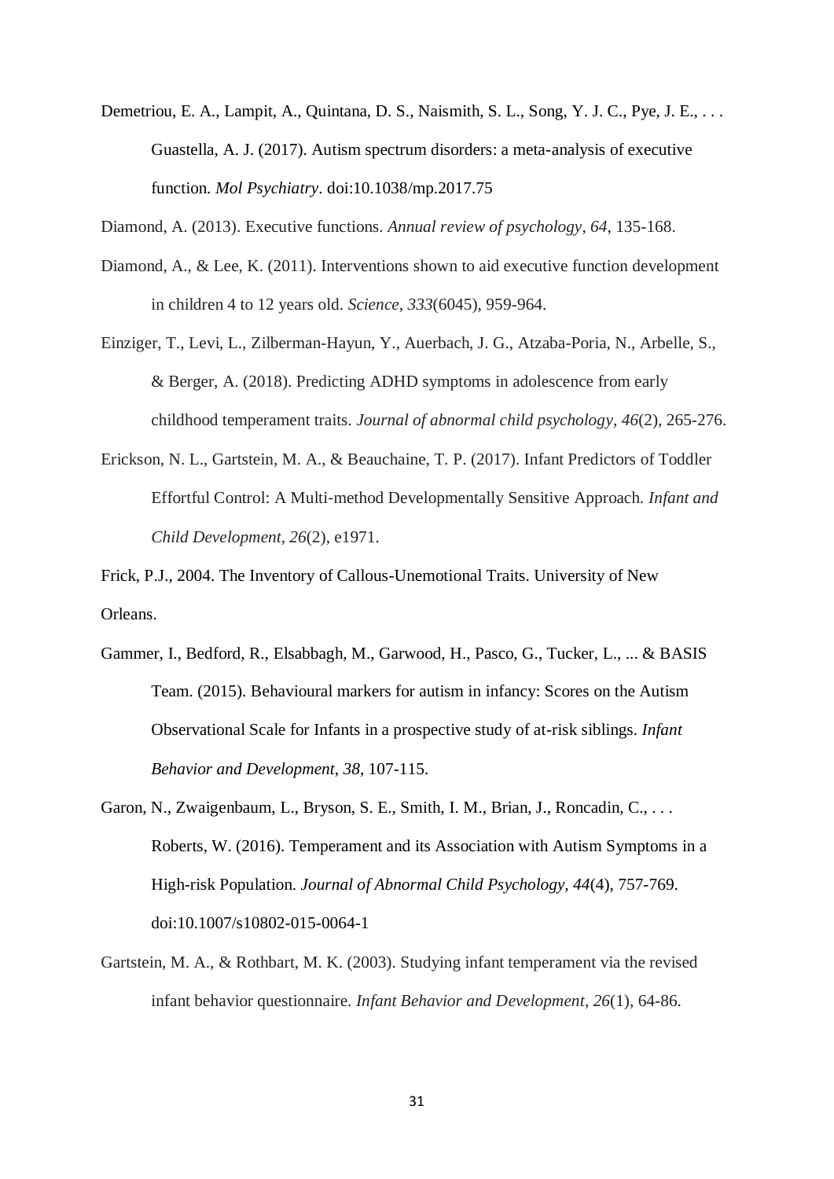Demetriou, E. A., Lampit, A., Quintana, D. S., Naismith, S. L., Song, Y. J. C., Pye, J. E., . . . Guastella, A. J. (2017). Autism spectrum disorders: a meta-analysis of executive function. *Mol Psychiatry*. doi:10.1038/mp.2017.75

Diamond, A. (2013). Executive functions. *Annual review of psychology*, *64*, 135-168.

Diamond, A., & Lee, K. (2011). Interventions shown to aid executive function development in children 4 to 12 years old. *Science*, *333*(6045), 959-964.

Einziger, T., Levi, L., Zilberman-Hayun, Y., Auerbach, J. G., Atzaba-Poria, N., Arbelle, S., & Berger, A. (2018). Predicting ADHD symptoms in adolescence from early childhood temperament traits. *Journal of abnormal child psychology*, *46*(2), 265-276.

Erickson, N. L., Gartstein, M. A., & Beauchaine, T. P. (2017). Infant Predictors of Toddler Effortful Control: A Multi‐method Developmentally Sensitive Approach. *Infant and Child Development*, *26*(2), e1971.

Frick, P.J., 2004. The Inventory of Callous-Unemotional Traits. University of New Orleans.

Gammer, I., Bedford, R., Elsabbagh, M., Garwood, H., Pasco, G., Tucker, L., ... & BASIS Team. (2015). Behavioural markers for autism in infancy: Scores on the Autism Observational Scale for Infants in a prospective study of at-risk siblings. *Infant Behavior and Development*, *38*, 107-115.

Garon, N., Zwaigenbaum, L., Bryson, S. E., Smith, I. M., Brian, J., Roncadin, C., . . . Roberts, W. (2016). Temperament and its Association with Autism Symptoms in a High-risk Population. *Journal of Abnormal Child Psychology, 44*(4), 757-769. doi:10.1007/s10802-015-0064-1

Gartstein, M. A., & Rothbart, M. K. (2003). Studying infant temperament via the revised infant behavior questionnaire. *Infant Behavior and Development*, *26*(1), 64-86.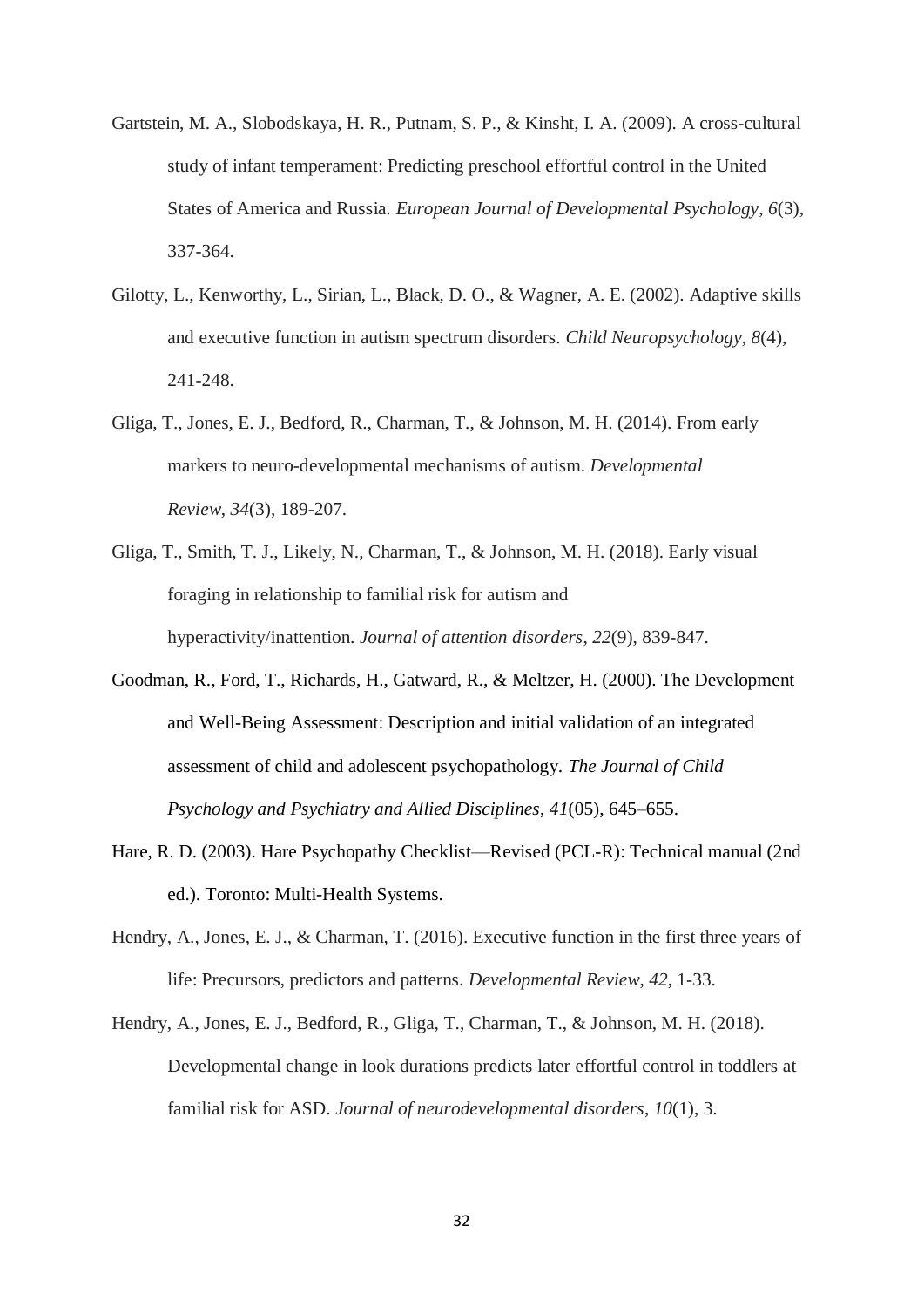Gartstein, M. A., Slobodskaya, H. R., Putnam, S. P., & Kinsht, I. A. (2009). A cross-cultural study of infant temperament: Predicting preschool effortful control in the United States of America and Russia. *European Journal of Developmental Psychology*, *6*(3), 337-364.

Gilotty, L., Kenworthy, L., Sirian, L., Black, D. O., & Wagner, A. E. (2002). Adaptive skills and executive function in autism spectrum disorders. *Child Neuropsychology*, *8*(4), 241-248.

Gliga, T., Jones, E. J., Bedford, R., Charman, T., & Johnson, M. H. (2014). From early markers to neuro-developmental mechanisms of autism. *Developmental Review*, *34*(3), 189-207.

Gliga, T., Smith, T. J., Likely, N., Charman, T., & Johnson, M. H. (2018). Early visual foraging in relationship to familial risk for autism and hyperactivity/inattention. *Journal of attention disorders*, *22*(9), 839-847.

Goodman, R., Ford, T., Richards, H., Gatward, R., & Meltzer, H. (2000). The Development and Well-Being Assessment: Description and initial validation of an integrated assessment of child and adolescent psychopathology. *The Journal of Child Psychology and Psychiatry and Allied Disciplines*, *41*(05), 645–655.

Hare, R. D. (2003). Hare Psychopathy Checklist—Revised (PCL-R): Technical manual (2nd ed.). Toronto: Multi-Health Systems.

Hendry, A., Jones, E. J., & Charman, T. (2016). Executive function in the first three years of life: Precursors, predictors and patterns. *Developmental Review*, *42*, 1-33.

Hendry, A., Jones, E. J., Bedford, R., Gliga, T., Charman, T., & Johnson, M. H. (2018). Developmental change in look durations predicts later effortful control in toddlers at familial risk for ASD. *Journal of neurodevelopmental disorders*, *10*(1), 3.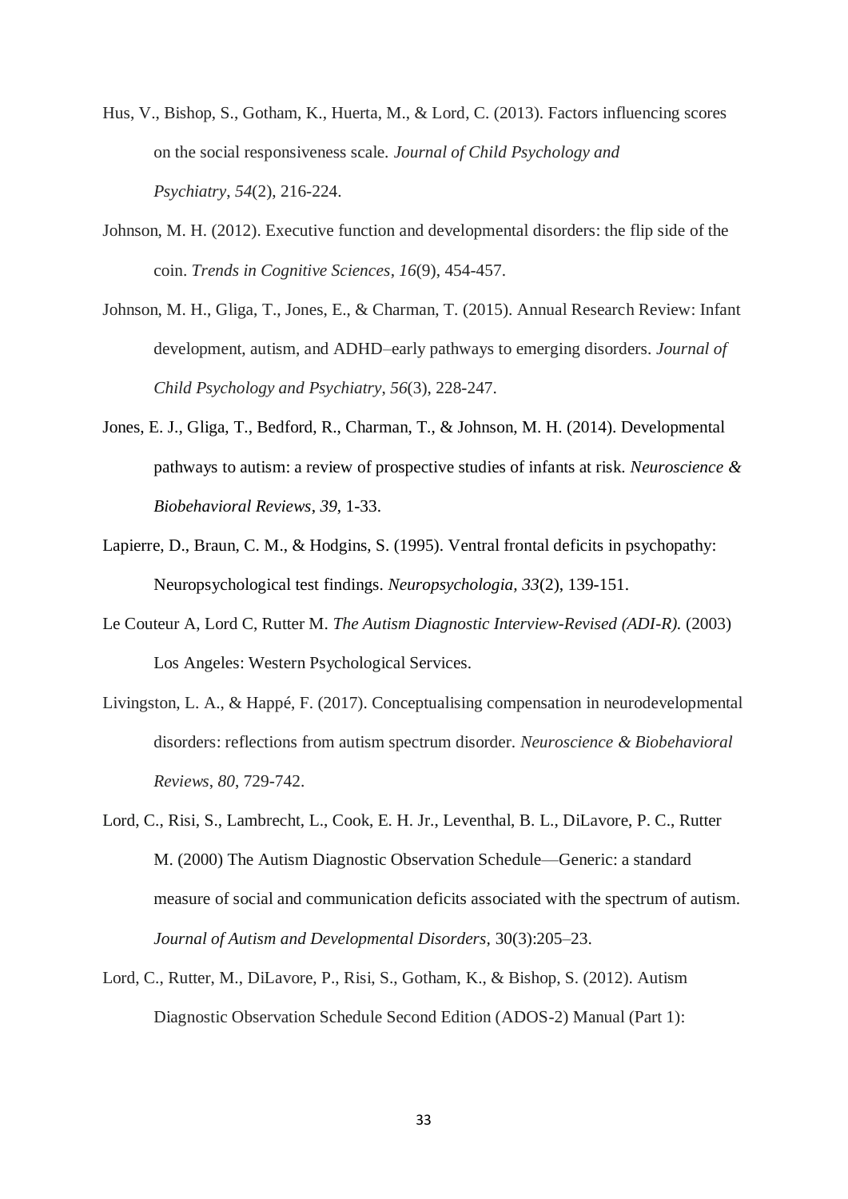Hus, V., Bishop, S., Gotham, K., Huerta, M., & Lord, C. (2013). Factors influencing scores on the social responsiveness scale. *Journal of Child Psychology and Psychiatry*, *54*(2), 216-224.

Johnson, M. H. (2012). Executive function and developmental disorders: the flip side of the coin. *Trends in Cognitive Sciences*, *16*(9), 454-457.

Johnson, M. H., Gliga, T., Jones, E., & Charman, T. (2015). Annual Research Review: Infant development, autism, and ADHD–early pathways to emerging disorders. *Journal of Child Psychology and Psychiatry*, *56*(3), 228-247.

Jones, E. J., Gliga, T., Bedford, R., Charman, T., & Johnson, M. H. (2014). Developmental pathways to autism: a review of prospective studies of infants at risk. *Neuroscience & Biobehavioral Reviews*, *39*, 1-33.

Lapierre, D., Braun, C. M., & Hodgins, S. (1995). Ventral frontal deficits in psychopathy: Neuropsychological test findings. *Neuropsychologia*, *33*(2), 139-151.

Le Couteur A, Lord C, Rutter M. *The Autism Diagnostic Interview-Revised (ADI-R).* (2003) Los Angeles: Western Psychological Services.

Livingston, L. A., & Happé, F. (2017). Conceptualising compensation in neurodevelopmental disorders: reflections from autism spectrum disorder. *Neuroscience & Biobehavioral Reviews*, *80*, 729-742.

Lord, C., Risi, S., Lambrecht, L., Cook, E. H. Jr., Leventhal, B. L., DiLavore, P. C., Rutter M. (2000) The Autism Diagnostic Observation Schedule—Generic: a standard measure of social and communication deficits associated with the spectrum of autism. *Journal of Autism and Developmental Disorders,* 30(3):205–23.

Lord, C., Rutter, M., DiLavore, P., Risi, S., Gotham, K., & Bishop, S. (2012). Autism Diagnostic Observation Schedule Second Edition (ADOS-2) Manual (Part 1):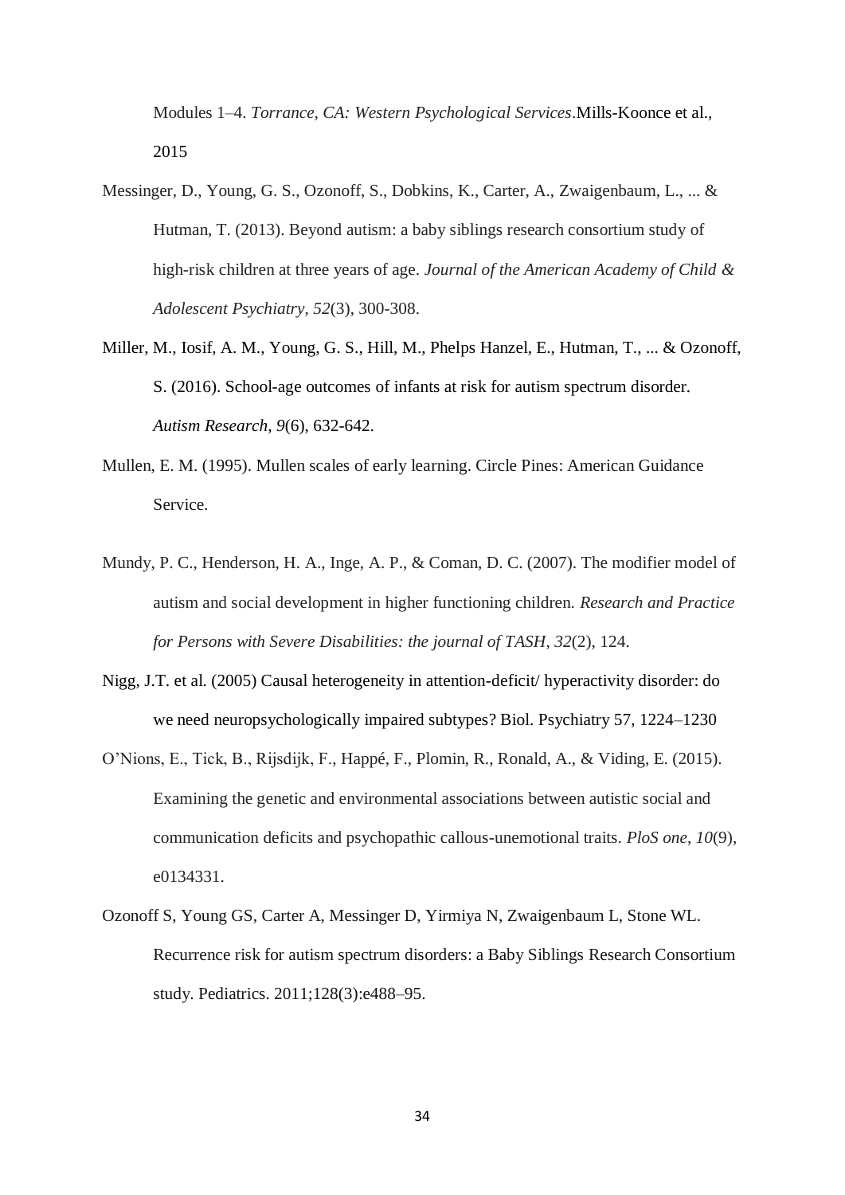Modules 1–4. *Torrance, CA: Western Psychological Services*.Mills-Koonce et al., 2015

Messinger, D., Young, G. S., Ozonoff, S., Dobkins, K., Carter, A., Zwaigenbaum, L., ... & Hutman, T. (2013). Beyond autism: a baby siblings research consortium study of high-risk children at three years of age. *Journal of the American Academy of Child & Adolescent Psychiatry*, *52*(3), 300-308.

Miller, M., Iosif, A. M., Young, G. S., Hill, M., Phelps Hanzel, E., Hutman, T., ... & Ozonoff, S. (2016). School-age outcomes of infants at risk for autism spectrum disorder. *Autism Research*, *9*(6), 632-642.

Mullen, E. M. (1995). Mullen scales of early learning. Circle Pines: American Guidance Service.

Mundy, P. C., Henderson, H. A., Inge, A. P., & Coman, D. C. (2007). The modifier model of autism and social development in higher functioning children. *Research and Practice for Persons with Severe Disabilities: the journal of TASH*, *32*(2), 124.

Nigg, J.T. et al. (2005) Causal heterogeneity in attention-deficit/ hyperactivity disorder: do we need neuropsychologically impaired subtypes? Biol. Psychiatry 57, 1224–1230

O'Nions, E., Tick, B., Rijsdijk, F., Happé, F., Plomin, R., Ronald, A., & Viding, E. (2015). Examining the genetic and environmental associations between autistic social and communication deficits and psychopathic callous-unemotional traits. *PloS one*, *10*(9), e0134331.

Ozonoff S, Young GS, Carter A, Messinger D, Yirmiya N, Zwaigenbaum L, Stone WL. Recurrence risk for autism spectrum disorders: a Baby Siblings Research Consortium study. Pediatrics. 2011;128(3):e488–95.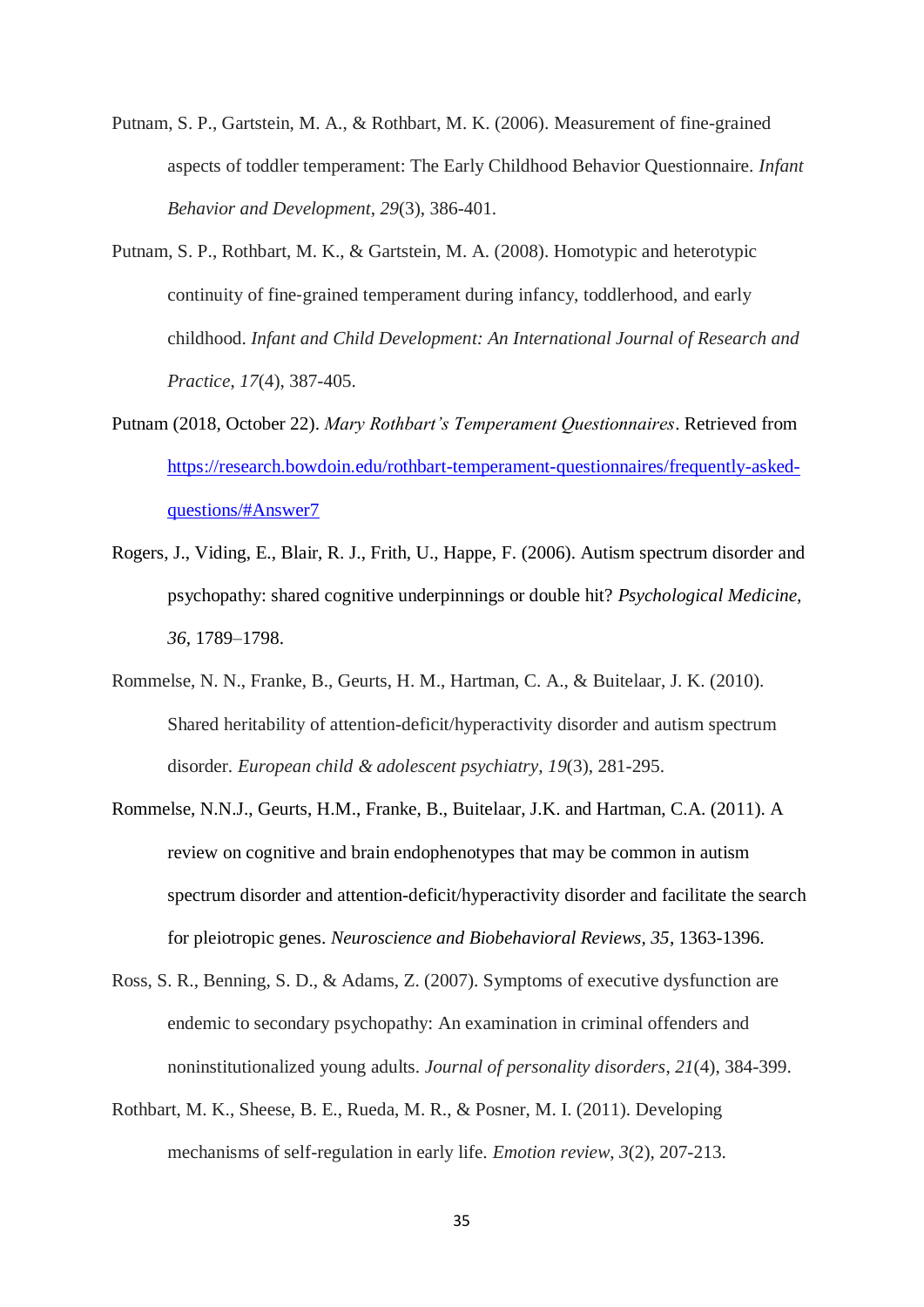Putnam, S. P., Gartstein, M. A., & Rothbart, M. K. (2006). Measurement of fine-grained aspects of toddler temperament: The Early Childhood Behavior Questionnaire. *Infant Behavior and Development*, *29*(3), 386-401.

Putnam, S. P., Rothbart, M. K., & Gartstein, M. A. (2008). Homotypic and heterotypic continuity of fine‐grained temperament during infancy, toddlerhood, and early childhood. *Infant and Child Development: An International Journal of Research and Practice*, *17*(4), 387-405.

Putnam (2018, October 22). *Mary Rothbart's Temperament Questionnaires*. Retrieved from https://research.bowdoin.edu/rothbart-temperament-questionnaires/frequently-asked-questions/#Answer7

Rogers, J., Viding, E., Blair, R. J., Frith, U., Happe, F. (2006). Autism spectrum disorder and psychopathy: shared cognitive underpinnings or double hit? *Psychological Medicine, 36*, 1789–1798.

Rommelse, N. N., Franke, B., Geurts, H. M., Hartman, C. A., & Buitelaar, J. K. (2010). Shared heritability of attention-deficit/hyperactivity disorder and autism spectrum disorder. *European child & adolescent psychiatry*, *19*(3), 281-295.

Rommelse, N.N.J., Geurts, H.M., Franke, B., Buitelaar, J.K. and Hartman, C.A. (2011). A review on cognitive and brain endophenotypes that may be common in autism spectrum disorder and attention-deficit/hyperactivity disorder and facilitate the search for pleiotropic genes. *Neuroscience and Biobehavioral Reviews, 35*, 1363-1396.

Ross, S. R., Benning, S. D., & Adams, Z. (2007). Symptoms of executive dysfunction are endemic to secondary psychopathy: An examination in criminal offenders and noninstitutionalized young adults. *Journal of personality disorders*, *21*(4), 384-399.

Rothbart, M. K., Sheese, B. E., Rueda, M. R., & Posner, M. I. (2011). Developing mechanisms of self-regulation in early life. *Emotion review*, *3*(2), 207-213.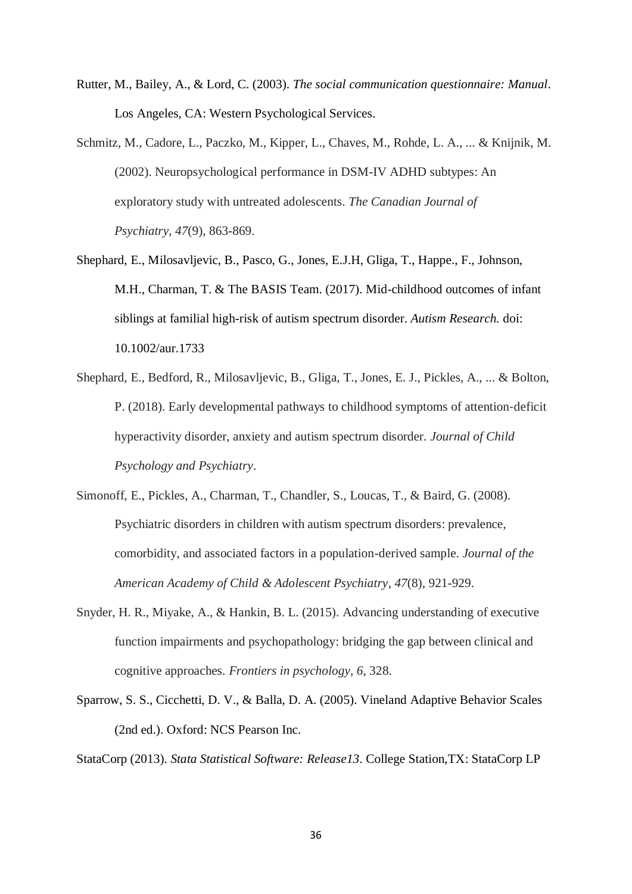Rutter, M., Bailey, A., & Lord, C. (2003). *The social communication questionnaire: Manual*. Los Angeles, CA: Western Psychological Services.

Schmitz, M., Cadore, L., Paczko, M., Kipper, L., Chaves, M., Rohde, L. A., ... & Knijnik, M. (2002). Neuropsychological performance in DSM-IV ADHD subtypes: An exploratory study with untreated adolescents. *The Canadian Journal of Psychiatry*, *47*(9), 863-869.

Shephard, E., Milosavljevic, B., Pasco, G., Jones, E.J.H, Gliga, T., Happe., F., Johnson, M.H., Charman, T. & The BASIS Team. (2017). Mid-childhood outcomes of infant siblings at familial high-risk of autism spectrum disorder. *Autism Research.* doi: 10.1002/aur.1733

Shephard, E., Bedford, R., Milosavljevic, B., Gliga, T., Jones, E. J., Pickles, A., ... & Bolton, P. (2018). Early developmental pathways to childhood symptoms of attention-deficit hyperactivity disorder, anxiety and autism spectrum disorder. *Journal of Child Psychology and Psychiatry*.

Simonoff, E., Pickles, A., Charman, T., Chandler, S., Loucas, T., & Baird, G. (2008). Psychiatric disorders in children with autism spectrum disorders: prevalence, comorbidity, and associated factors in a population-derived sample. *Journal of the American Academy of Child & Adolescent Psychiatry*, *47*(8), 921-929.

Snyder, H. R., Miyake, A., & Hankin, B. L. (2015). Advancing understanding of executive function impairments and psychopathology: bridging the gap between clinical and cognitive approaches. *Frontiers in psychology*, *6*, 328.

Sparrow, S. S., Cicchetti, D. V., & Balla, D. A. (2005). Vineland Adaptive Behavior Scales (2nd ed.). Oxford: NCS Pearson Inc.

StataCorp (2013). *Stata Statistical Software: Release13*. College Station,TX: StataCorp LP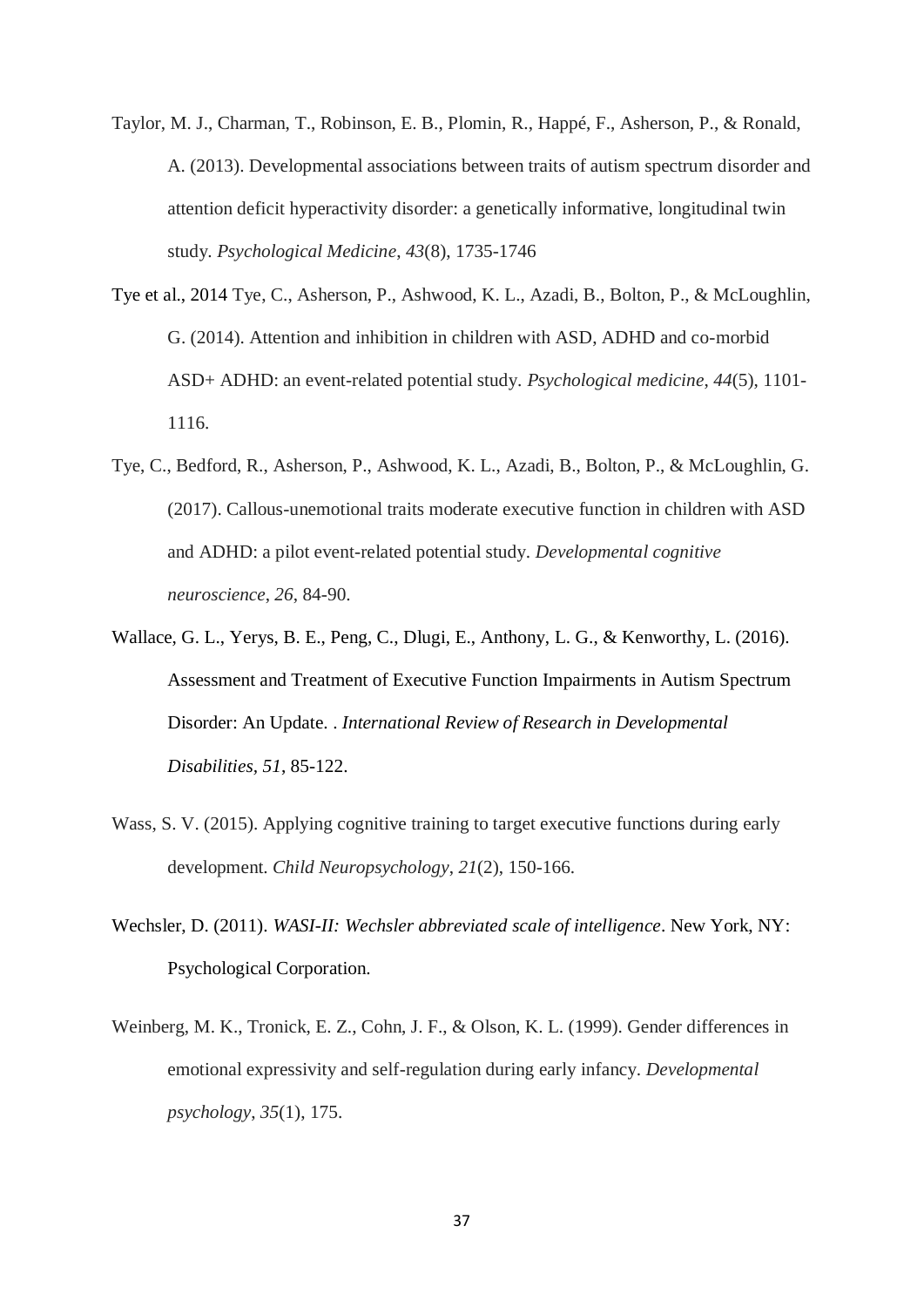Taylor, M. J., Charman, T., Robinson, E. B., Plomin, R., Happé, F., Asherson, P., & Ronald, A. (2013). Developmental associations between traits of autism spectrum disorder and attention deficit hyperactivity disorder: a genetically informative, longitudinal twin study. *Psychological Medicine*, *43*(8), 1735-1746

Tye et al., 2014 Tye, C., Asherson, P., Ashwood, K. L., Azadi, B., Bolton, P., & McLoughlin, G. (2014). Attention and inhibition in children with ASD, ADHD and co-morbid ASD+ ADHD: an event-related potential study. *Psychological medicine*, *44*(5), 1101-1116.

Tye, C., Bedford, R., Asherson, P., Ashwood, K. L., Azadi, B., Bolton, P., & McLoughlin, G. (2017). Callous-unemotional traits moderate executive function in children with ASD and ADHD: a pilot event-related potential study. *Developmental cognitive neuroscience*, *26*, 84-90.

Wallace, G. L., Yerys, B. E., Peng, C., Dlugi, E., Anthony, L. G., & Kenworthy, L. (2016). Assessment and Treatment of Executive Function Impairments in Autism Spectrum Disorder: An Update. . *International Review of Research in Developmental Disabilities, 51*, 85-122.

Wass, S. V. (2015). Applying cognitive training to target executive functions during early development. *Child Neuropsychology*, *21*(2), 150-166.

Wechsler, D. (2011). *WASI-II: Wechsler abbreviated scale of intelligence*. New York, NY: Psychological Corporation.

Weinberg, M. K., Tronick, E. Z., Cohn, J. F., & Olson, K. L. (1999). Gender differences in emotional expressivity and self-regulation during early infancy. *Developmental psychology*, *35*(1), 175.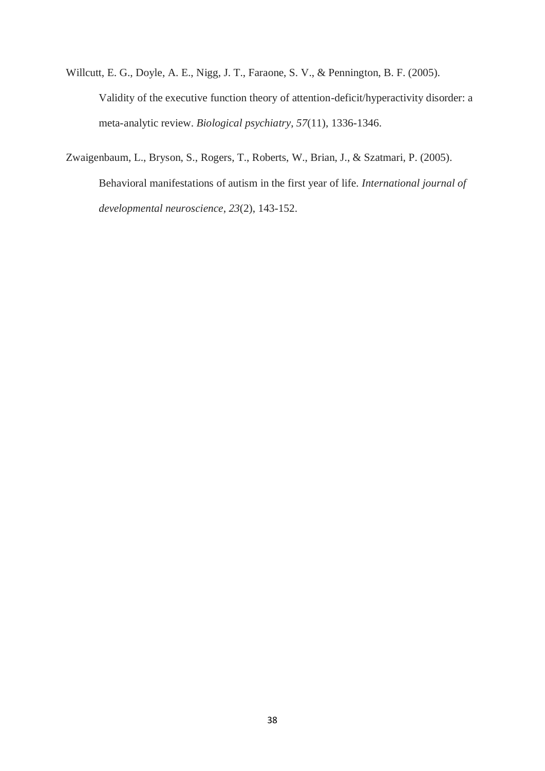Willcutt, E. G., Doyle, A. E., Nigg, J. T., Faraone, S. V., & Pennington, B. F. (2005). Validity of the executive function theory of attention-deficit/hyperactivity disorder: a meta-analytic review. *Biological psychiatry*, *57*(11), 1336-1346.

Zwaigenbaum, L., Bryson, S., Rogers, T., Roberts, W., Brian, J., & Szatmari, P. (2005). Behavioral manifestations of autism in the first year of life. *International journal of developmental neuroscience*, *23*(2), 143-152.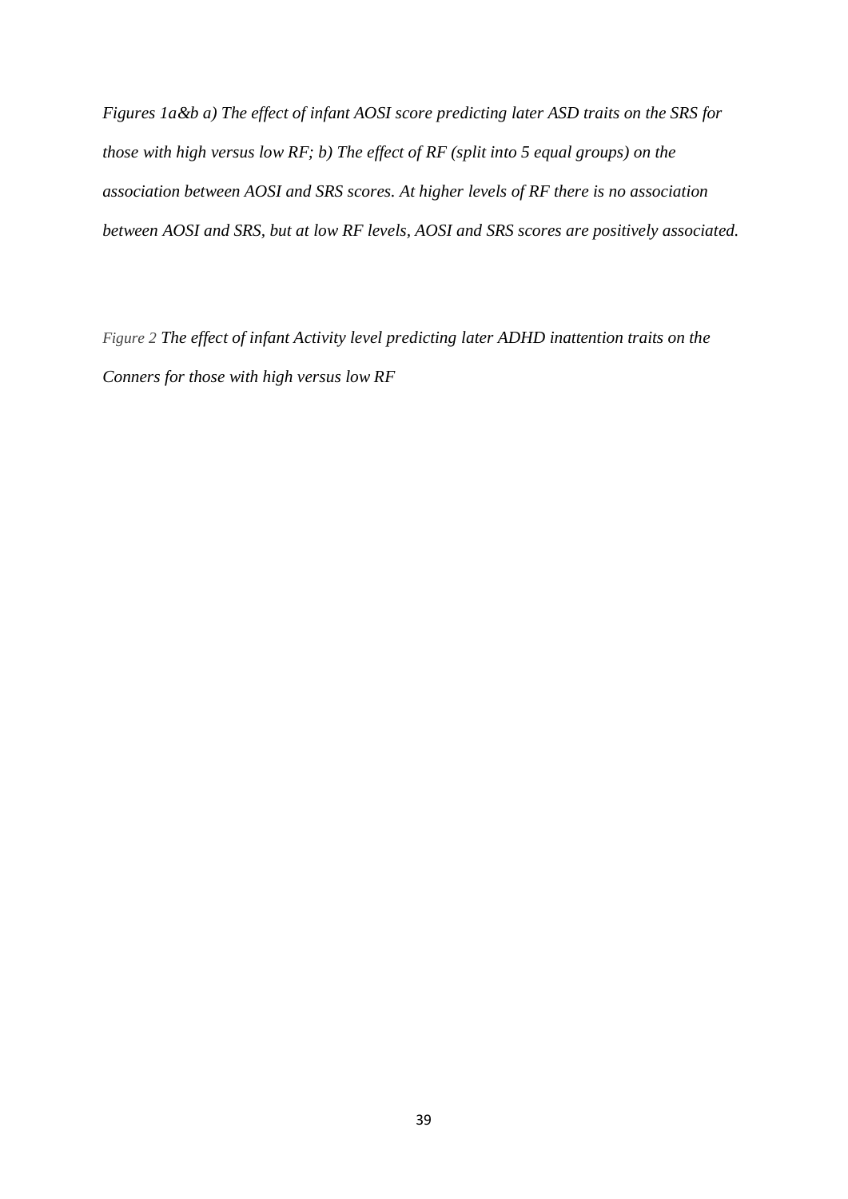*Figures 1a&b a) The effect of infant AOSI score predicting later ASD traits on the SRS for those with high versus low RF; b) The effect of RF (split into 5 equal groups) on the association between AOSI and SRS scores. At higher levels of RF there is no association between AOSI and SRS, but at low RF levels, AOSI and SRS scores are positively associated.*

*Figure 2 The effect of infant Activity level predicting later ADHD inattention traits on the Conners for those with high versus low RF*